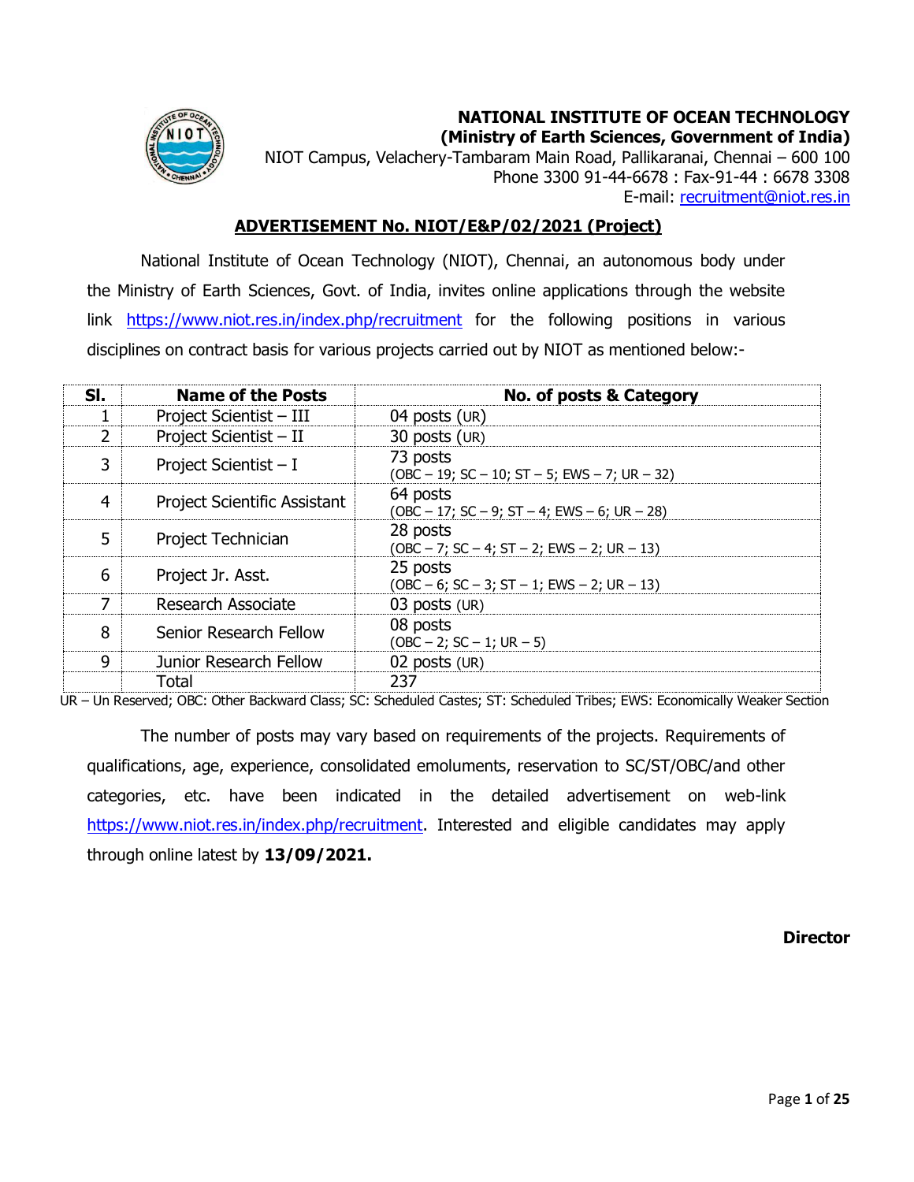**NATIONAL INSTITUTE OF OCEAN TECHNOLOGY**
**(Ministry of Earth Sciences, Government of India)**
NIOT Campus, Velachery-Tambaram Main Road, Pallikaranai, Chennai – 600 100
Phone 3300 91-44-6678 : Fax-91-44 : 6678 3308
E-mail: recruitment@niot.res.in

## ADVERTISEMENT No. NIOT/E&P/02/2021 (Project)

National Institute of Ocean Technology (NIOT), Chennai, an autonomous body under the Ministry of Earth Sciences, Govt. of India, invites online applications through the website link https://www.niot.res.in/index.php/recruitment for the following positions in various disciplines on contract basis for various projects carried out by NIOT as mentioned below:-

| Sl. | Name of the Posts | No. of posts & Category |
|---|---|---|
| 1 | Project Scientist – III | 04 posts (UR) |
| 2 | Project Scientist – II | 30 posts (UR) |
| 3 | Project Scientist – I | 73 posts (OBC – 19; SC – 10; ST – 5; EWS – 7; UR – 32) |
| 4 | Project Scientific Assistant | 64 posts (OBC – 17; SC – 9; ST – 4; EWS – 6; UR – 28) |
| 5 | Project Technician | 28 posts (OBC – 7; SC – 4; ST – 2; EWS – 2; UR – 13) |
| 6 | Project Jr. Asst. | 25 posts (OBC – 6; SC – 3; ST – 1; EWS – 2; UR – 13) |
| 7 | Research Associate | 03 posts (UR) |
| 8 | Senior Research Fellow | 08 posts (OBC – 2; SC – 1; UR – 5) |
| 9 | Junior Research Fellow | 02 posts (UR) |
| | Total | 237 |

UR – Un Reserved; OBC: Other Backward Class; SC: Scheduled Castes; ST: Scheduled Tribes; EWS: Economically Weaker Section

The number of posts may vary based on requirements of the projects. Requirements of qualifications, age, experience, consolidated emoluments, reservation to SC/ST/OBC/and other categories, etc. have been indicated in the detailed advertisement on web-link https://www.niot.res.in/index.php/recruitment. Interested and eligible candidates may apply through online latest by **13/09/2021.**

**Director**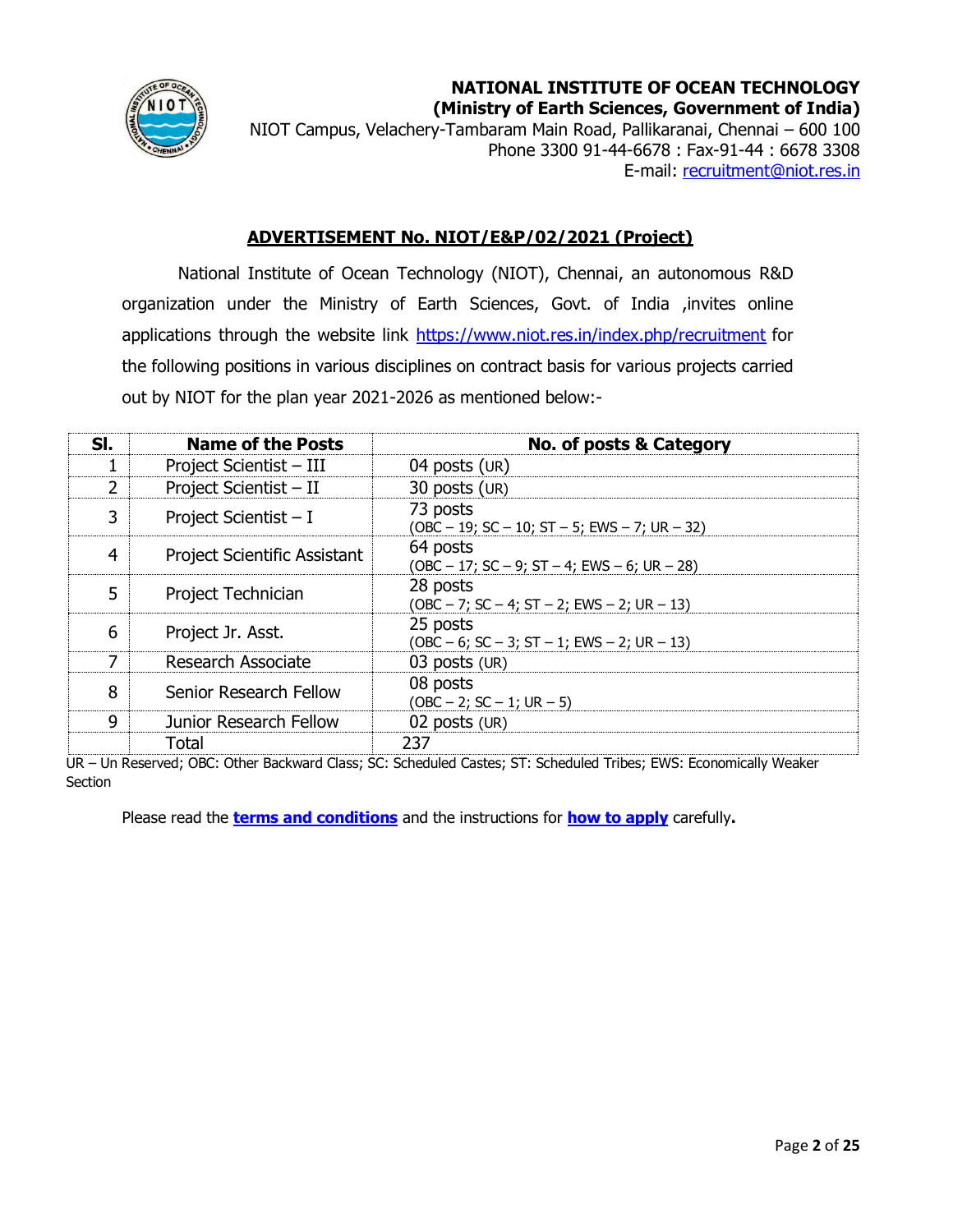**NATIONAL INSTITUTE OF OCEAN TECHNOLOGY**
**(Ministry of Earth Sciences, Government of India)**
NIOT Campus, Velachery-Tambaram Main Road, Pallikaranai, Chennai – 600 100
Phone 3300 91-44-6678 : Fax-91-44 : 6678 3308
E-mail: recruitment@niot.res.in

## ADVERTISEMENT No. NIOT/E&P/02/2021 (Project)

National Institute of Ocean Technology (NIOT), Chennai, an autonomous R&D organization under the Ministry of Earth Sciences, Govt. of India ,invites online applications through the website link https://www.niot.res.in/index.php/recruitment for the following positions in various disciplines on contract basis for various projects carried out by NIOT for the plan year 2021-2026 as mentioned below:-

| Sl. | Name of the Posts | No. of posts & Category |
|---|---|---|
| 1 | Project Scientist – III | 04 posts (UR) |
| 2 | Project Scientist – II | 30 posts (UR) |
| 3 | Project Scientist – I | 73 posts (OBC – 19; SC – 10; ST – 5; EWS – 7; UR – 32) |
| 4 | Project Scientific Assistant | 64 posts (OBC – 17; SC – 9; ST – 4; EWS – 6; UR – 28) |
| 5 | Project Technician | 28 posts (OBC – 7; SC – 4; ST – 2; EWS – 2; UR – 13) |
| 6 | Project Jr. Asst. | 25 posts (OBC – 6; SC – 3; ST – 1; EWS – 2; UR – 13) |
| 7 | Research Associate | 03 posts (UR) |
| 8 | Senior Research Fellow | 08 posts (OBC – 2; SC – 1; UR – 5) |
| 9 | Junior Research Fellow | 02 posts (UR) |
| | Total | 237 |

UR – Un Reserved; OBC: Other Backward Class; SC: Scheduled Castes; ST: Scheduled Tribes; EWS: Economically Weaker Section

Please read the **terms and conditions** and the instructions for **how to apply** carefully**.**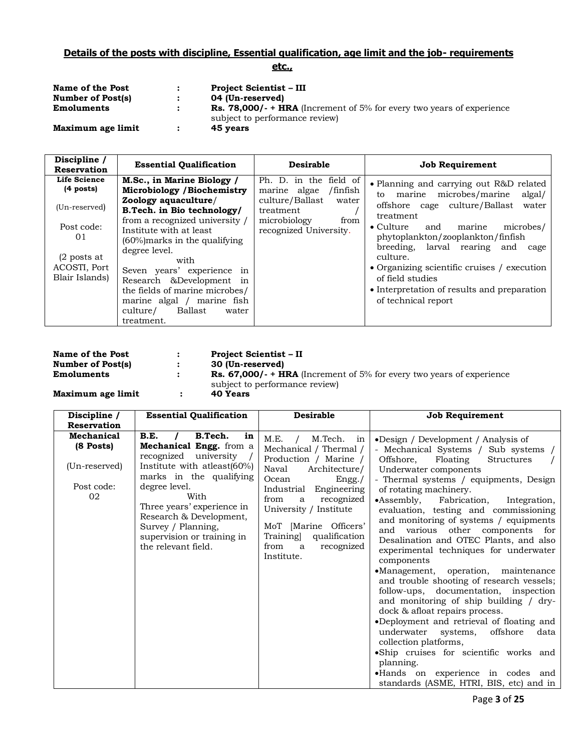**Details of the posts with discipline, Essential qualification, age limit and the job- requirements etc.,**

**Name of the Post** : **Project Scientist – III**
**Number of Post(s)** : **04 (Un-reserved)**
**Emoluments** : **Rs. 78,000/- + HRA** (Increment of 5% for every two years of experience subject to performance review)
**Maximum age limit** : **45 years**

| Discipline / Reservation | Essential Qualification | Desirable | Job Requirement |
|---|---|---|---|
| **Life Science (4 posts)**<br><br>(Un-reserved)<br><br>Post code: 01<br><br>(2 posts at ACOSTI, Port Blair Islands) | **M.Sc., in Marine Biology / Microbiology /Biochemistry Zoology aquaculture/ B.Tech. in Bio technology/** from a recognized university / Institute with at least (60%)marks in the qualifying degree level.<br>with<br>Seven years' experience in Research &Development in the fields of marine microbes/ marine algal / marine fish culture/ Ballast water treatment. | Ph. D. in the field of marine algae /finfish culture/Ballast water treatment / microbiology from recognized University. | • Planning and carrying out R&D related to marine microbes/marine algal/ offshore cage culture/Ballast water treatment<br>• Culture and marine microbes/ phytoplankton/zooplankton/finfish breeding, larval rearing and cage culture.<br>• Organizing scientific cruises / execution of field studies<br>• Interpretation of results and preparation of technical report |

**Name of the Post** : **Project Scientist – II**
**Number of Post(s)** : **30 (Un-reserved)**
**Emoluments** : **Rs. 67,000/- + HRA** (Increment of 5% for every two years of experience subject to performance review)
**Maximum age limit** : **40 Years**

| Discipline / Reservation | Essential Qualification | Desirable | Job Requirement |
|---|---|---|---|
| **Mechanical (8 Posts)**<br><br>(Un-reserved)<br><br>Post code: 02 | **B.E. / B.Tech. in Mechanical Engg.** from a recognized university / Institute with atleast(60%) marks in the qualifying degree level.<br>With<br>Three years' experience in Research & Development, Survey / Planning, supervision or training in the relevant field. | M.E. / M.Tech. in Mechanical / Thermal / Production / Marine / Naval Architecture/ Ocean Engg./ Industrial Engineering from a recognized University / Institute<br><br>MoT [Marine Officers' Training] qualification from a recognized Institute. | •Design / Development / Analysis of<br>- Mechanical Systems / Sub systems / Offshore, Floating Structures / Underwater components<br>- Thermal systems / equipments, Design of rotating machinery.<br>•Assembly, Fabrication, Integration, evaluation, testing and commissioning and monitoring of systems / equipments and various other components for Desalination and OTEC Plants, and also experimental techniques for underwater components<br>•Management, operation, maintenance and trouble shooting of research vessels; follow-ups, documentation, inspection and monitoring of ship building / dry-dock & afloat repairs process.<br>•Deployment and retrieval of floating and underwater systems, offshore data collection platforms,<br>•Ship cruises for scientific works and planning.<br>•Hands on experience in codes and standards (ASME, HTRI, BIS, etc) and in |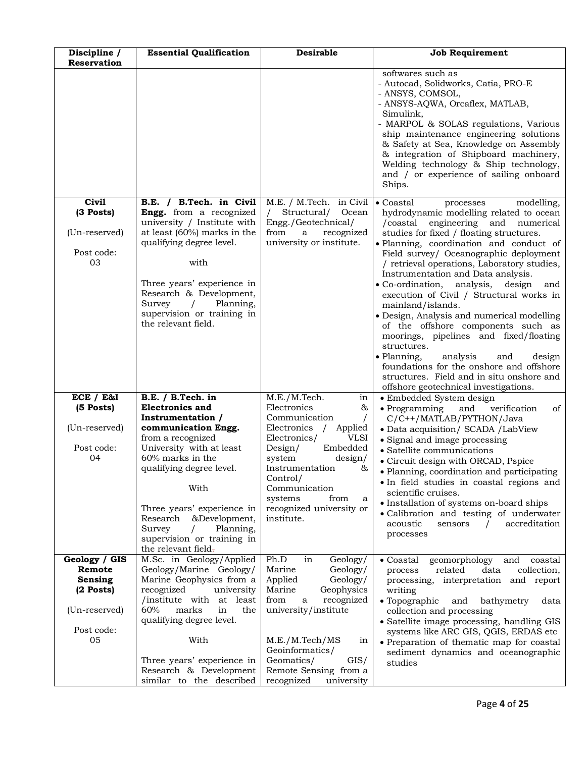| Discipline / Reservation | Essential Qualification | Desirable | Job Requirement |
|---|---|---|---|
| | | | softwares such as<br>- Autocad, Solidworks, Catia, PRO-E<br>- ANSYS, COMSOL,<br>- ANSYS-AQWA, Orcaflex, MATLAB, Simulink,<br>- MARPOL & SOLAS regulations, Various ship maintenance engineering solutions & Safety at Sea, Knowledge on Assembly & integration of Shipboard machinery, Welding technology & Ship technology, and / or experience of sailing onboard Ships. |
| **Civil (3 Posts)**<br><br>(Un-reserved)<br><br>Post code: 03 | **B.E. / B.Tech. in Civil Engg.** from a recognized university / Institute with at least (60%) marks in the qualifying degree level.<br><br>with<br><br>Three years' experience in Research & Development, Survey / Planning, supervision or training in the relevant field. | M.E. / M.Tech. in Civil / Structural/ Ocean Engg./Geotechnical/ from a recognized university or institute. | • Coastal processes modelling, hydrodynamic modelling related to ocean /coastal engineering and numerical studies for fixed / floating structures.<br>• Planning, coordination and conduct of Field survey/ Oceanographic deployment / retrieval operations, Laboratory studies, Instrumentation and Data analysis.<br>• Co-ordination, analysis, design and execution of Civil / Structural works in mainland/islands.<br>• Design, Analysis and numerical modelling of the offshore components such as moorings, pipelines and fixed/floating structures.<br>• Planning, analysis and design foundations for the onshore and offshore structures. Field and in situ onshore and offshore geotechnical investigations. |
| **ECE / E&I (5 Posts)**<br><br>(Un-reserved)<br><br>Post code: 04 | **B.E. / B.Tech. in Electronics and Instrumentation / communication Engg.** from a recognized University with at least 60% marks in the qualifying degree level.<br><br>With<br><br>Three years' experience in Research &Development, Survey / Planning, supervision or training in the relevant field. | M.E./M.Tech. in Electronics & Communication / Electronics / Applied Electronics/ VLSI Design/ Embedded system design/ Instrumentation & Control/ Communication systems from a recognized university or institute. | • Embedded System design<br>• Programming and verification of C/C++/MATLAB/PYTHON/Java<br>• Data acquisition/ SCADA /LabView<br>• Signal and image processing<br>• Satellite communications<br>• Circuit design with ORCAD, Pspice<br>• Planning, coordination and participating<br>• In field studies in coastal regions and scientific cruises.<br>• Installation of systems on-board ships<br>• Calibration and testing of underwater acoustic sensors / accreditation processes |
| **Geology / GIS Remote Sensing (2 Posts)**<br><br>(Un-reserved)<br><br>Post code: 05 | M.Sc. in Geology/Applied Geology/Marine Geology/ Marine Geophysics from a recognized university /institute with at least 60% marks in the qualifying degree level.<br><br>With<br><br>Three years' experience in Research & Development similar to the described | Ph.D in Geology/ Marine Geology/ Applied Geology/ Marine Geophysics from a recognized university/institute<br><br>M.E./M.Tech/MS in Geoinformatics/ Geomatics/ GIS/ Remote Sensing from a recognized university | • Coastal geomorphology and coastal process related data collection, processing, interpretation and report writing<br>• Topographic and bathymetry data collection and processing<br>• Satellite image processing, handling GIS systems like ARC GIS, QGIS, ERDAS etc<br>• Preparation of thematic map for coastal sediment dynamics and oceanographic studies |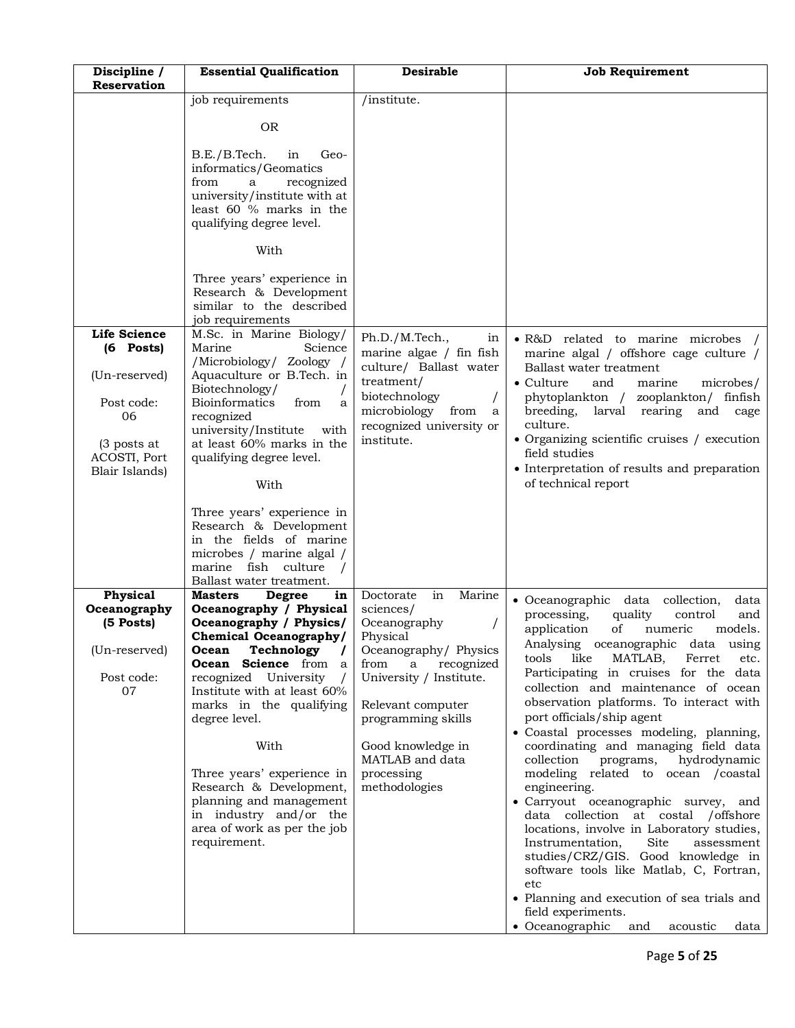| Discipline / Reservation | Essential Qualification | Desirable | Job Requirement |
|---|---|---|---|
| | job requirements<br><br>OR<br><br>B.E./B.Tech. in Geo-informatics/Geomatics from a recognized university/institute with at least 60 % marks in the qualifying degree level.<br><br>With<br><br>Three years' experience in Research & Development similar to the described job requirements | /institute. | |
| **Life Science (6 Posts)**<br><br>(Un-reserved)<br><br>Post code: 06<br><br>(3 posts at ACOSTI, Port Blair Islands) | M.Sc. in Marine Biology/ Marine Science /Microbiology/ Zoology / Aquaculture or B.Tech. in Biotechnology/ / Bioinformatics from a recognized university/Institute with at least 60% marks in the qualifying degree level.<br><br>With<br><br>Three years' experience in Research & Development in the fields of marine microbes / marine algal / marine fish culture / Ballast water treatment. | Ph.D./M.Tech., in marine algae / fin fish culture/ Ballast water treatment/ biotechnology / microbiology from a recognized university or institute. | • R&D related to marine microbes / marine algal / offshore cage culture / Ballast water treatment<br>• Culture and marine microbes/ phytoplankton / zooplankton/ finfish breeding, larval rearing and cage culture.<br>• Organizing scientific cruises / execution field studies<br>• Interpretation of results and preparation of technical report |
| **Physical Oceanography (5 Posts)**<br><br>(Un-reserved)<br><br>Post code: 07 | **Masters Degree in Oceanography / Physical Oceanography / Physics/ Chemical Oceanography/ Ocean Technology / Ocean Science** from a recognized University / Institute with at least 60% marks in the qualifying degree level.<br><br>With<br><br>Three years' experience in Research & Development, planning and management in industry and/or the area of work as per the job requirement. | Doctorate in Marine sciences/ Oceanography / Physical Oceanography/ Physics from a recognized University / Institute.<br><br>Relevant computer programming skills<br><br>Good knowledge in MATLAB and data processing methodologies | • Oceanographic data collection, data processing, quality control and application of numeric models. Analysing oceanographic data using tools like MATLAB, Ferret etc. Participating in cruises for the data collection and maintenance of ocean observation platforms. To interact with port officials/ship agent<br>• Coastal processes modeling, planning, coordinating and managing field data collection programs, hydrodynamic modeling related to ocean /coastal engineering.<br>• Carryout oceanographic survey, and data collection at costal /offshore locations, involve in Laboratory studies, Instrumentation, Site assessment studies/CRZ/GIS. Good knowledge in software tools like Matlab, C, Fortran, etc<br>• Planning and execution of sea trials and field experiments.<br>• Oceanographic and acoustic data |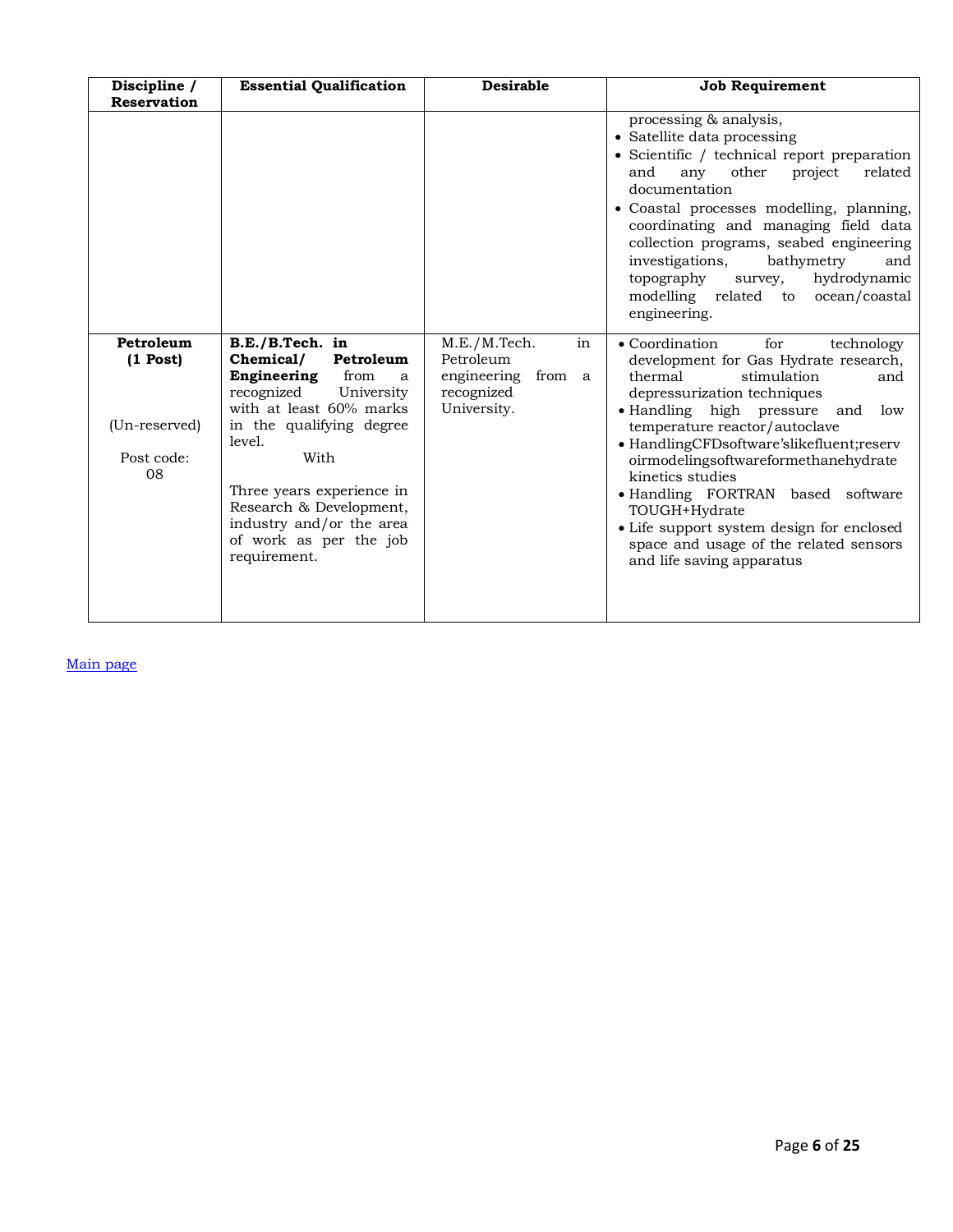| Discipline / Reservation | Essential Qualification | Desirable | Job Requirement |
|---|---|---|---|
| | | | processing & analysis,<br>• Satellite data processing<br>• Scientific / technical report preparation and any other project related documentation<br>• Coastal processes modelling, planning, coordinating and managing field data collection programs, seabed engineering investigations, bathymetry and topography survey, hydrodynamic modelling related to ocean/coastal engineering. |
| **Petroleum (1 Post)**<br><br>(Un-reserved)<br><br>Post code: 08 | **B.E./B.Tech. in Chemical/ Petroleum Engineering** from a recognized University with at least 60% marks in the qualifying degree level.<br>With<br><br>Three years experience in Research & Development, industry and/or the area of work as per the job requirement. | M.E./M.Tech. in Petroleum engineering from a recognized University. | • Coordination for technology development for Gas Hydrate research, thermal stimulation and depressurization techniques<br>• Handling high pressure and low temperature reactor/autoclave<br>• HandlingCFDsoftware'slikefluent;reservoirmodelingsoftwareformethanehydrate kinetics studies<br>• Handling FORTRAN based software TOUGH+Hydrate<br>• Life support system design for enclosed space and usage of the related sensors and life saving apparatus |

Main page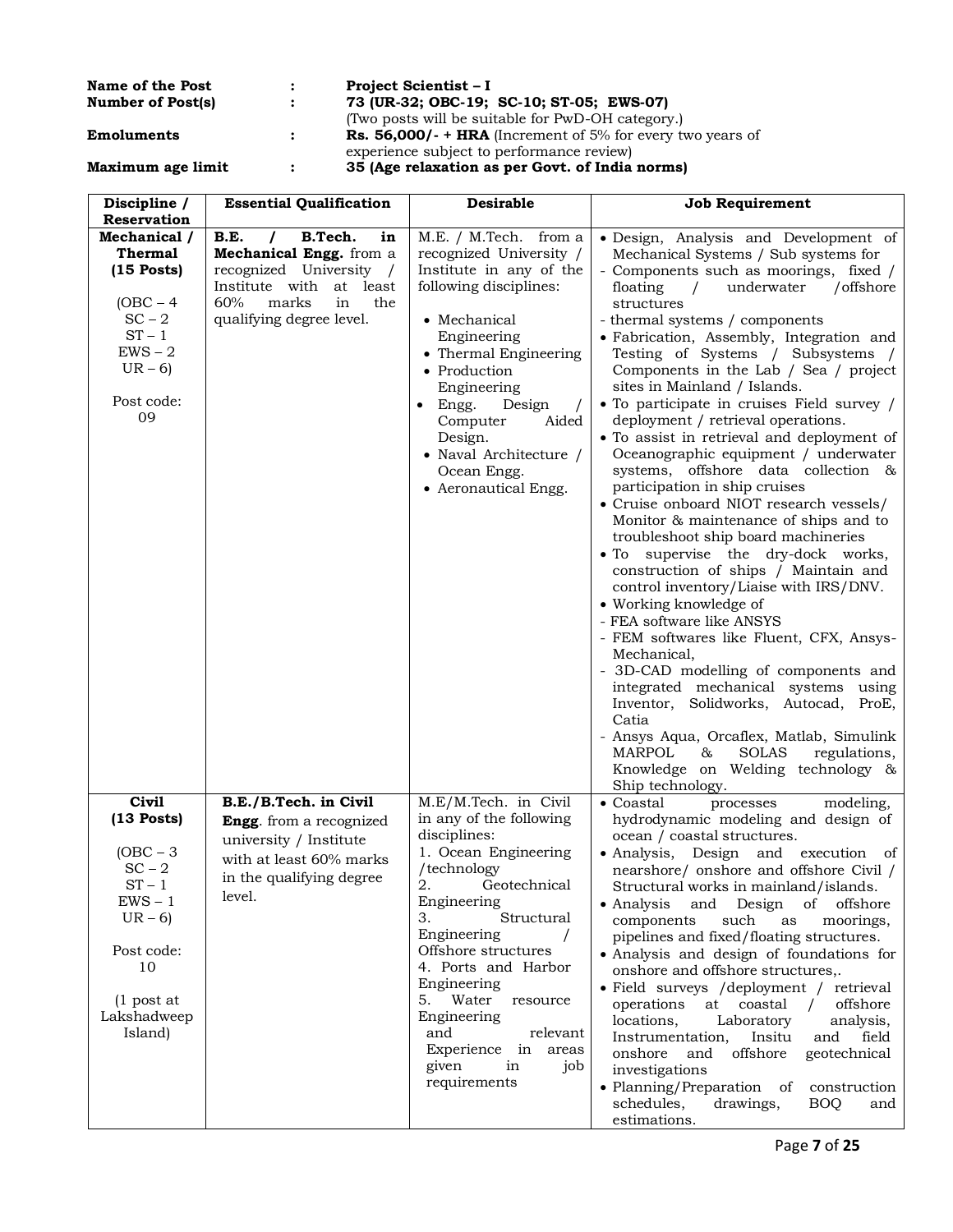| | | |
|---|---|---|
| **Name of the Post** | : | **Project Scientist – I** |
| **Number of Post(s)** | : | **73 (UR-32; OBC-19; SC-10; ST-05; EWS-07)** (Two posts will be suitable for PwD-OH category.) |
| **Emoluments** | : | **Rs. 56,000/- + HRA** (Increment of 5% for every two years of experience subject to performance review) |
| **Maximum age limit** | : | **35 (Age relaxation as per Govt. of India norms)** |

| Discipline / Reservation | Essential Qualification | Desirable | Job Requirement |
|---|---|---|---|
| **Mechanical / Thermal (15 Posts)**<br><br>(OBC – 4<br>SC – 2<br>ST – 1<br>EWS – 2<br>UR – 6)<br><br>Post code: 09 | **B.E. / B.Tech. in Mechanical Engg.** from a recognized University / Institute with at least 60% marks in the qualifying degree level. | M.E. / M.Tech. from a recognized University / Institute in any of the following disciplines:<br><br>• Mechanical Engineering<br>• Thermal Engineering<br>• Production Engineering<br>• Engg. Design / Computer Aided Design.<br>• Naval Architecture / Ocean Engg.<br>• Aeronautical Engg. | • Design, Analysis and Development of Mechanical Systems / Sub systems for<br>- Components such as moorings, fixed / floating / underwater /offshore structures<br>- thermal systems / components<br>• Fabrication, Assembly, Integration and Testing of Systems / Subsystems / Components in the Lab / Sea / project sites in Mainland / Islands.<br>• To participate in cruises Field survey / deployment / retrieval operations.<br>• To assist in retrieval and deployment of Oceanographic equipment / underwater systems, offshore data collection & participation in ship cruises<br>• Cruise onboard NIOT research vessels/ Monitor & maintenance of ships and to troubleshoot ship board machineries<br>• To supervise the dry-dock works, construction of ships / Maintain and control inventory/Liaise with IRS/DNV.<br>• Working knowledge of<br>- FEA software like ANSYS<br>- FEM softwares like Fluent, CFX, Ansys-Mechanical,<br>- 3D-CAD modelling of components and integrated mechanical systems using Inventor, Solidworks, Autocad, ProE, Catia<br>- Ansys Aqua, Orcaflex, Matlab, Simulink MARPOL & SOLAS regulations, Knowledge on Welding technology & Ship technology. |
| **Civil (13 Posts)**<br><br>(OBC – 3<br>SC – 2<br>ST – 1<br>EWS – 1<br>UR – 6)<br><br>Post code: 10<br><br>(1 post at Lakshadweep Island) | **B.E./B.Tech. in Civil Engg**. from a recognized university / Institute with at least 60% marks in the qualifying degree level. | M.E/M.Tech. in Civil in any of the following disciplines:<br>1. Ocean Engineering /technology<br>2. Geotechnical Engineering<br>3. Structural Engineering / Offshore structures<br>4. Ports and Harbor Engineering<br>5. Water resource Engineering<br>and relevant Experience in areas given in job requirements | • Coastal processes modeling, hydrodynamic modeling and design of ocean / coastal structures.<br>• Analysis, Design and execution of nearshore/ onshore and offshore Civil / Structural works in mainland/islands.<br>• Analysis and Design of offshore components such as moorings, pipelines and fixed/floating structures.<br>• Analysis and design of foundations for onshore and offshore structures,.<br>• Field surveys /deployment / retrieval operations at coastal / offshore locations, Laboratory analysis, Instrumentation, Insitu and field onshore and offshore geotechnical investigations<br>• Planning/Preparation of construction schedules, drawings, BOQ and estimations. |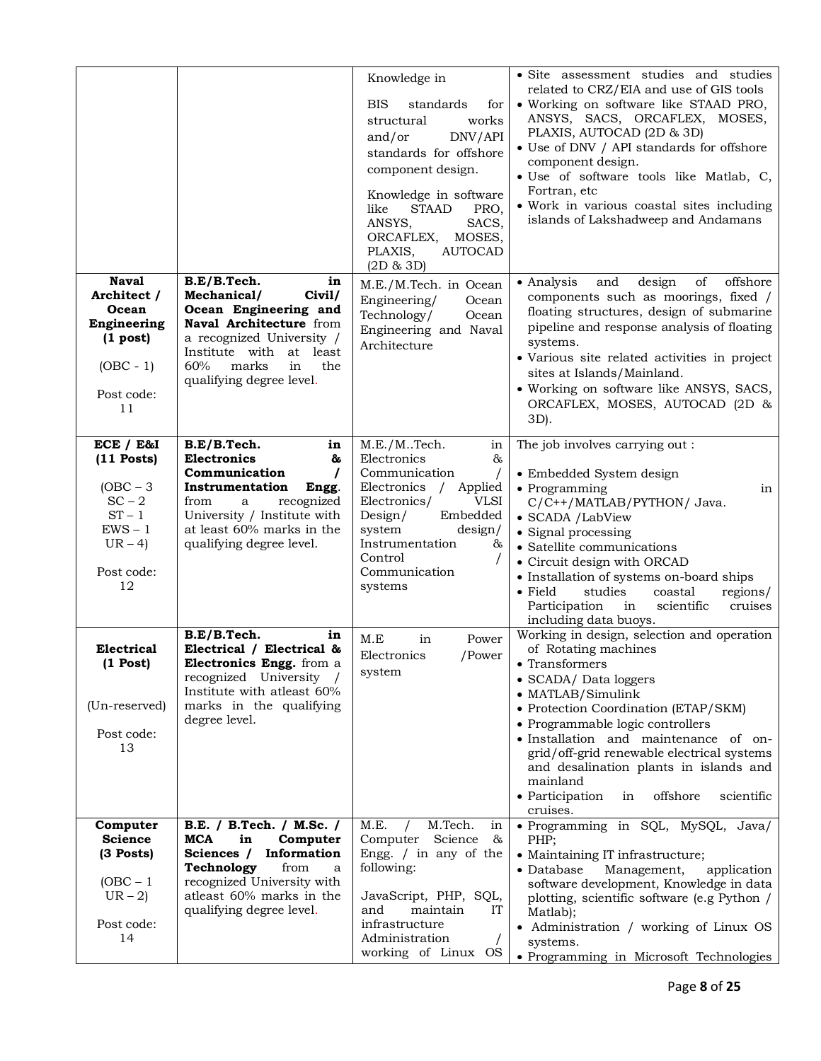| | | | |
|---|---|---|---|
| | | Knowledge in<br><br>BIS standards for structural works and/or DNV/API standards for offshore component design.<br><br>Knowledge in software like STAAD PRO, ANSYS, SACS, ORCAFLEX, MOSES, PLAXIS, AUTOCAD (2D & 3D) | • Site assessment studies and studies related to CRZ/EIA and use of GIS tools<br>• Working on software like STAAD PRO, ANSYS, SACS, ORCAFLEX, MOSES, PLAXIS, AUTOCAD (2D & 3D)<br>• Use of DNV / API standards for offshore component design.<br>• Use of software tools like Matlab, C, Fortran, etc<br>• Work in various coastal sites including islands of Lakshadweep and Andamans |
| **Naval Architect / Ocean Engineering (1 post)**<br><br>(OBC - 1)<br><br>Post code: 11 | **B.E/B.Tech. in Mechanical/ Civil/ Ocean Engineering and Naval Architecture** from a recognized University / Institute with at least 60% marks in the qualifying degree level. | M.E./M.Tech. in Ocean Engineering/ Ocean Technology/ Ocean Engineering and Naval Architecture | • Analysis and design of offshore components such as moorings, fixed / floating structures, design of submarine pipeline and response analysis of floating systems.<br>• Various site related activities in project sites at Islands/Mainland.<br>• Working on software like ANSYS, SACS, ORCAFLEX, MOSES, AUTOCAD (2D & 3D). |
| **ECE / E&I (11 Posts)**<br><br>(OBC – 3<br>SC – 2<br>ST – 1<br>EWS – 1<br>UR – 4)<br><br>Post code: 12 | **B.E/B.Tech. in Electronics & Communication / Instrumentation Engg**. from a recognized University / Institute with at least 60% marks in the qualifying degree level. | M.E./M..Tech. in Electronics & Communication / Electronics / Applied Electronics/ VLSI Design/ Embedded system design/ Instrumentation & Control / Communication systems | The job involves carrying out :<br><br>• Embedded System design<br>• Programming in C/C++/MATLAB/PYTHON/ Java.<br>• SCADA /LabView<br>• Signal processing<br>• Satellite communications<br>• Circuit design with ORCAD<br>• Installation of systems on-board ships<br>• Field studies coastal regions/ Participation in scientific cruises including data buoys. |
| **Electrical (1 Post)**<br><br>(Un-reserved)<br><br>Post code: 13 | **B.E/B.Tech. in Electrical / Electrical & Electronics Engg.** from a recognized University / Institute with atleast 60% marks in the qualifying degree level. | M.E in Power Electronics /Power system | Working in design, selection and operation of Rotating machines<br>• Transformers<br>• SCADA/ Data loggers<br>• MATLAB/Simulink<br>• Protection Coordination (ETAP/SKM)<br>• Programmable logic controllers<br>• Installation and maintenance of on-grid/off-grid renewable electrical systems and desalination plants in islands and mainland<br>• Participation in offshore scientific cruises. |
| **Computer Science (3 Posts)**<br><br>(OBC – 1<br>UR – 2)<br><br>Post code: 14 | **B.E. / B.Tech. / M.Sc. / MCA in Computer Sciences / Information Technology** from a recognized University with atleast 60% marks in the qualifying degree level. | M.E. / M.Tech. in Computer Science & Engg. / in any of the following:<br><br>JavaScript, PHP, SQL, and maintain IT infrastructure Administration / working of Linux OS | • Programming in SQL, MySQL, Java/ PHP;<br>• Maintaining IT infrastructure;<br>• Database Management, application software development, Knowledge in data plotting, scientific software (e.g Python / Matlab);<br>• Administration / working of Linux OS systems.<br>• Programming in Microsoft Technologies |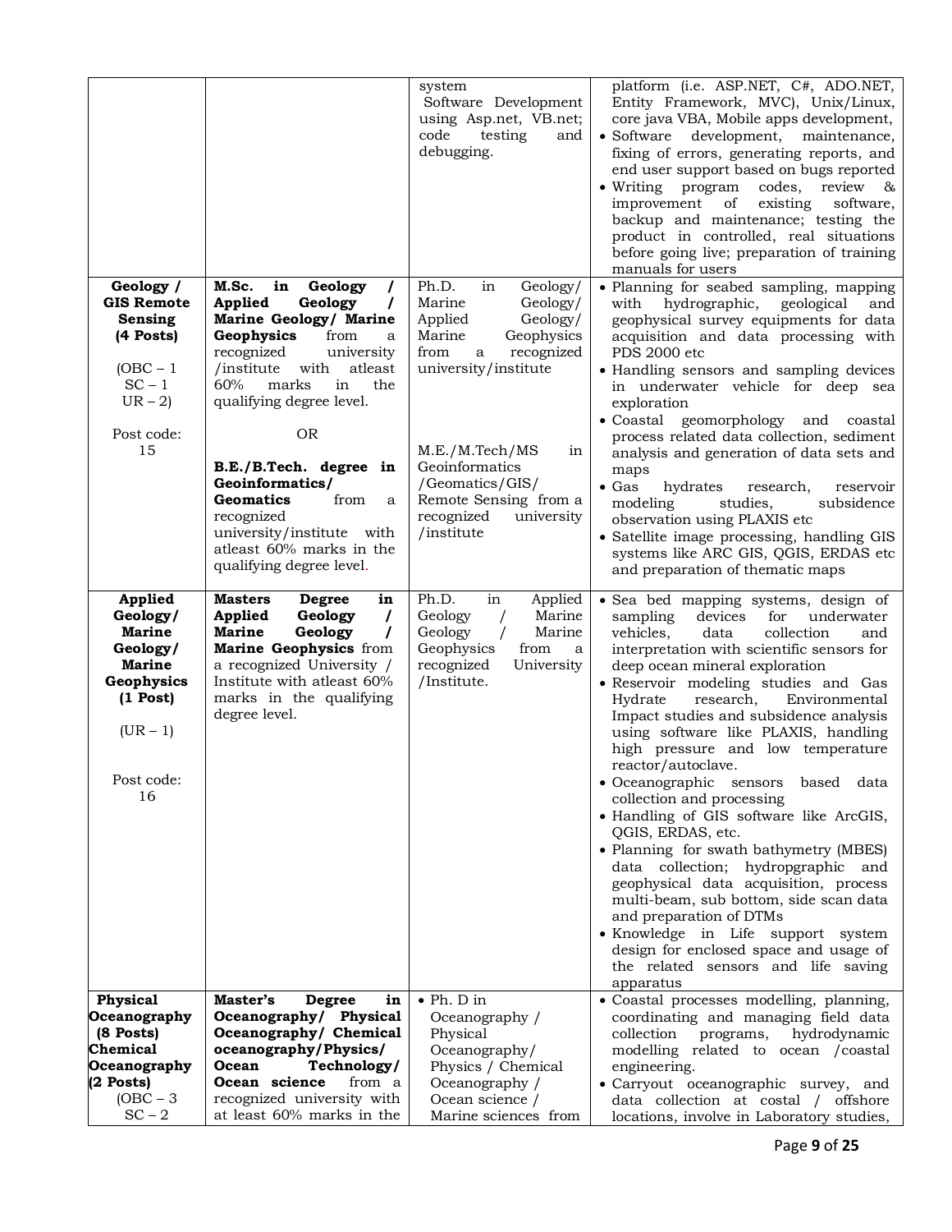| | | | |
|---|---|---|---|
| | | system<br>Software Development using Asp.net, VB.net; code testing and debugging. | platform (i.e. ASP.NET, C#, ADO.NET, Entity Framework, MVC), Unix/Linux, core java VBA, Mobile apps development,<br>• Software development, maintenance, fixing of errors, generating reports, and end user support based on bugs reported<br>• Writing program codes, review & improvement of existing software, backup and maintenance; testing the product in controlled, real situations before going live; preparation of training manuals for users |
| **Geology / GIS Remote Sensing (4 Posts)**<br><br>(OBC – 1<br>SC – 1<br>UR – 2)<br><br>Post code: 15 | **M.Sc. in Geology / Applied Geology / Marine Geology/ Marine Geophysics** from a recognized university /institute with atleast 60% marks in the qualifying degree level.<br><br>OR<br><br>**B.E./B.Tech. degree in Geoinformatics/ Geomatics** from a recognized university/institute with atleast 60% marks in the qualifying degree level. | Ph.D. in Geology/ Marine Geology/ Applied Geology/ Marine Geophysics from a recognized university/institute<br><br>M.E./M.Tech/MS in Geoinformatics /Geomatics/GIS/ Remote Sensing from a recognized university /institute | • Planning for seabed sampling, mapping with hydrographic, geological and geophysical survey equipments for data acquisition and data processing with PDS 2000 etc<br>• Handling sensors and sampling devices in underwater vehicle for deep sea exploration<br>• Coastal geomorphology and coastal process related data collection, sediment analysis and generation of data sets and maps<br>• Gas hydrates research, reservoir modeling studies, subsidence observation using PLAXIS etc<br>• Satellite image processing, handling GIS systems like ARC GIS, QGIS, ERDAS etc and preparation of thematic maps |
| **Applied Geology/ Marine Geology/ Marine Geophysics (1 Post)**<br><br>(UR – 1)<br><br>Post code: 16 | **Masters Degree in Applied Geology / Marine Geology / Marine Geophysics** from a recognized University / Institute with atleast 60% marks in the qualifying degree level. | Ph.D. in Applied Geology / Marine Geology / Marine Geophysics from a recognized University /Institute. | • Sea bed mapping systems, design of sampling devices for underwater vehicles, data collection and interpretation with scientific sensors for deep ocean mineral exploration<br>• Reservoir modeling studies and Gas Hydrate research, Environmental Impact studies and subsidence analysis using software like PLAXIS, handling high pressure and low temperature reactor/autoclave.<br>• Oceanographic sensors based data collection and processing<br>• Handling of GIS software like ArcGIS, QGIS, ERDAS, etc.<br>• Planning for swath bathymetry (MBES) data collection; hydropgraphic and geophysical data acquisition, process multi-beam, sub bottom, side scan data and preparation of DTMs<br>• Knowledge in Life support system design for enclosed space and usage of the related sensors and life saving apparatus |
| **Physical Oceanography (8 Posts)**<br>**Chemical Oceanography (2 Posts)**<br>(OBC – 3<br>SC – 2 | **Master's Degree in Oceanography/ Physical Oceanography/ Chemical oceanography/Physics/ Ocean Technology/ Ocean science** from a recognized university with at least 60% marks in the | • Ph. D in Oceanography / Physical Oceanography/ Physics / Chemical Oceanography / Ocean science / Marine sciences from | • Coastal processes modelling, planning, coordinating and managing field data collection programs, hydrodynamic modelling related to ocean /coastal engineering.<br>• Carryout oceanographic survey, and data collection at costal / offshore locations, involve in Laboratory studies, |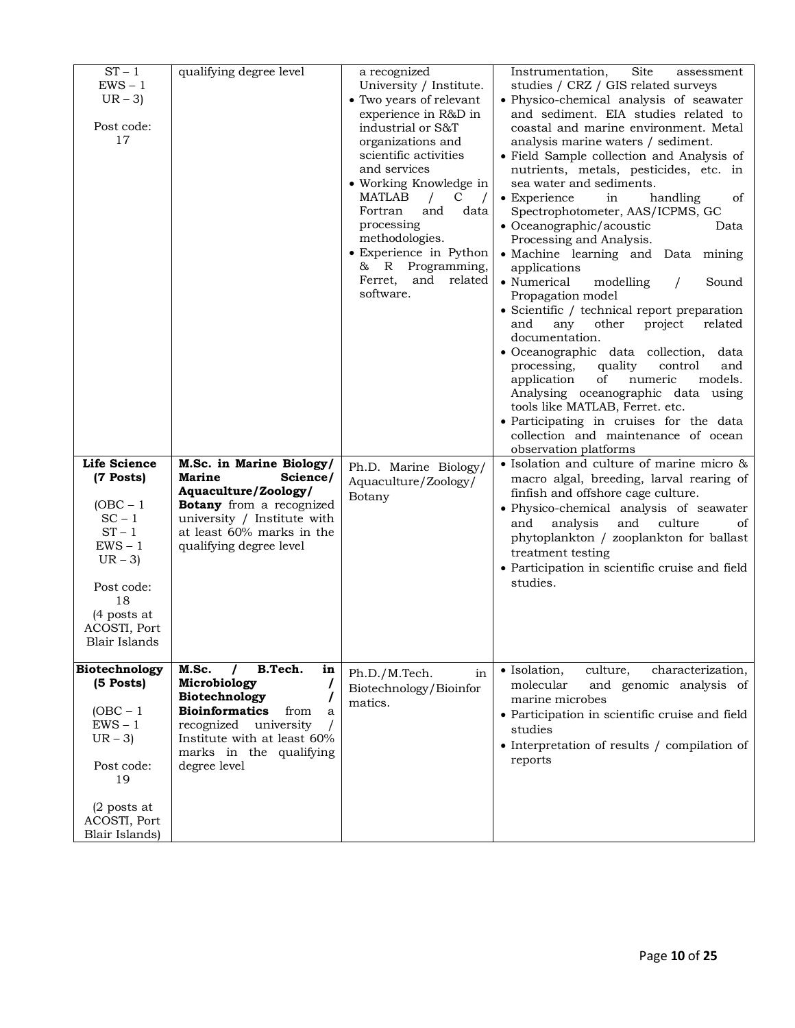| | | | |
|---|---|---|---|
| ST – 1<br>EWS – 1<br>UR – 3)<br><br>Post code:<br>17 | qualifying degree level | a recognized University / Institute.<br>• Two years of relevant experience in R&D in industrial or S&T organizations and scientific activities and services<br>• Working Knowledge in MATLAB / C / Fortran and data processing methodologies.<br>• Experience in Python & R Programming, Ferret, and related software. | Instrumentation, Site assessment studies / CRZ / GIS related surveys<br>• Physico-chemical analysis of seawater and sediment. EIA studies related to coastal and marine environment. Metal analysis marine waters / sediment.<br>• Field Sample collection and Analysis of nutrients, metals, pesticides, etc. in sea water and sediments.<br>• Experience in handling of Spectrophotometer, AAS/ICPMS, GC<br>• Oceanographic/acoustic Data Processing and Analysis.<br>• Machine learning and Data mining applications<br>• Numerical modelling / Sound Propagation model<br>• Scientific / technical report preparation and any other project related documentation.<br>• Oceanographic data collection, data processing, quality control and application of numeric models. Analysing oceanographic data using tools like MATLAB, Ferret. etc.<br>• Participating in cruises for the data collection and maintenance of ocean observation platforms |
| **Life Science (7 Posts)**<br><br>(OBC – 1<br>SC – 1<br>ST – 1<br>EWS – 1<br>UR – 3)<br><br>Post code:<br>18<br>(4 posts at ACOSTI, Port Blair Islands | **M.Sc. in Marine Biology/ Marine Science/ Aquaculture/Zoology/ Botany** from a recognized university / Institute with at least 60% marks in the qualifying degree level | Ph.D. Marine Biology/ Aquaculture/Zoology/ Botany | • Isolation and culture of marine micro & macro algal, breeding, larval rearing of finfish and offshore cage culture.<br>• Physico-chemical analysis of seawater and analysis and culture of phytoplankton / zooplankton for ballast treatment testing<br>• Participation in scientific cruise and field studies. |
| **Biotechnology (5 Posts)**<br><br>(OBC – 1<br>EWS – 1<br>UR – 3)<br><br>Post code:<br>19<br><br>(2 posts at ACOSTI, Port Blair Islands) | **M.Sc. / B.Tech. in Microbiology / Biotechnology / Bioinformatics** from a recognized university / Institute with at least 60% marks in the qualifying degree level | Ph.D./M.Tech. in Biotechnology/Bioinformatics. | • Isolation, culture, characterization, molecular and genomic analysis of marine microbes<br>• Participation in scientific cruise and field studies<br>• Interpretation of results / compilation of reports |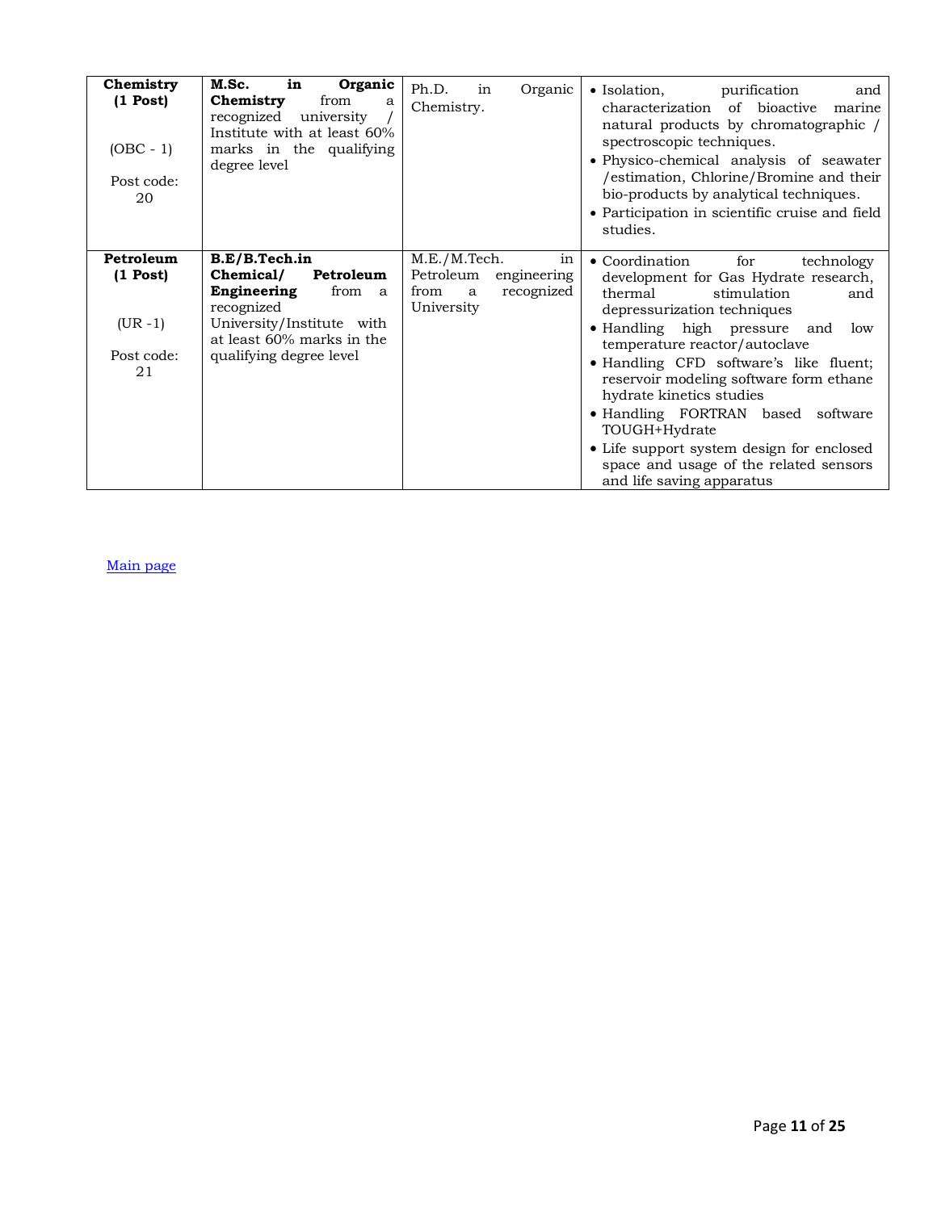| **Chemistry (1 Post)**<br><br>(OBC - 1)<br><br>Post code: 20 | **M.Sc. in Organic Chemistry** from a recognized university / Institute with at least 60% marks in the qualifying degree level | Ph.D. in Organic Chemistry. | • Isolation, purification and characterization of bioactive marine natural products by chromatographic / spectroscopic techniques.<br>• Physico-chemical analysis of seawater /estimation, Chlorine/Bromine and their bio-products by analytical techniques.<br>• Participation in scientific cruise and field studies. |
|---|---|---|---|
| **Petroleum (1 Post)**<br><br>(UR -1)<br><br>Post code: 21 | **B.E/B.Tech.in Chemical/ Petroleum Engineering** from a recognized University/Institute with at least 60% marks in the qualifying degree level | M.E./M.Tech. in Petroleum engineering from a recognized University | • Coordination for technology development for Gas Hydrate research, thermal stimulation and depressurization techniques<br>• Handling high pressure and low temperature reactor/autoclave<br>• Handling CFD software's like fluent; reservoir modeling software form ethane hydrate kinetics studies<br>• Handling FORTRAN based software TOUGH+Hydrate<br>• Life support system design for enclosed space and usage of the related sensors and life saving apparatus |

Main page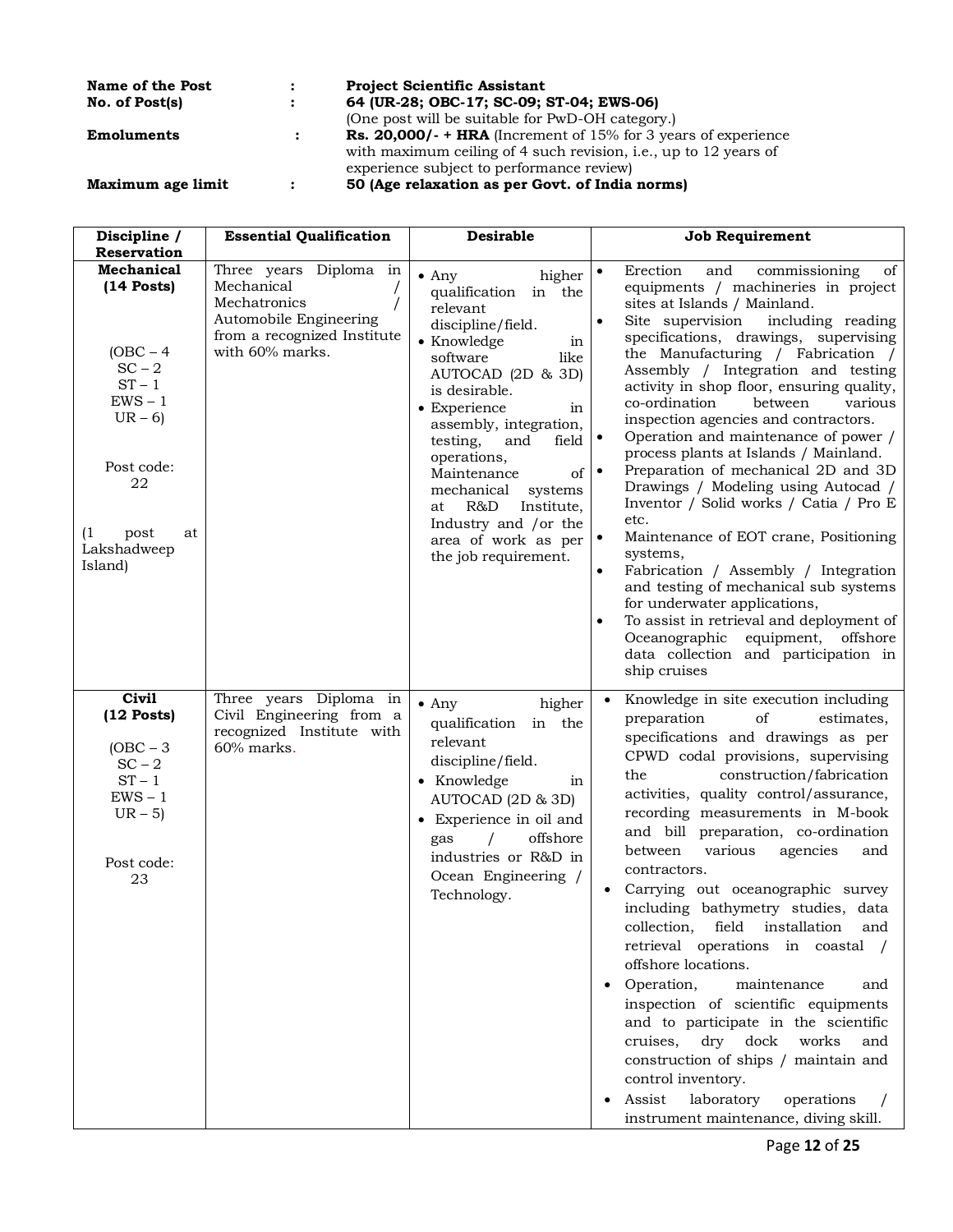| | | |
|---|---|---|
| **Name of the Post** | : | **Project Scientific Assistant** |
| **No. of Post(s)** | : | **64 (UR-28; OBC-17; SC-09; ST-04; EWS-06)** (One post will be suitable for PwD-OH category.) |
| **Emoluments** | : | **Rs. 20,000/- + HRA** (Increment of 15% for 3 years of experience with maximum ceiling of 4 such revision, i.e., up to 12 years of experience subject to performance review) |
| **Maximum age limit** | : | **50 (Age relaxation as per Govt. of India norms)** |

| Discipline / Reservation | Essential Qualification | Desirable | Job Requirement |
|---|---|---|---|
| **Mechanical (14 Posts)**<br><br>(OBC – 4<br>SC – 2<br>ST – 1<br>EWS – 1<br>UR – 6)<br><br>Post code: 22<br><br>(1 post at Lakshadweep Island) | Three years Diploma in Mechanical / Mechatronics / Automobile Engineering from a recognized Institute with 60% marks. | • Any higher qualification in the relevant discipline/field.<br>• Knowledge in software like AUTOCAD (2D & 3D) is desirable.<br>• Experience in assembly, integration, testing, and field operations, Maintenance of mechanical systems at R&D Institute, Industry and /or the area of work as per the job requirement. | • Erection and commissioning of equipments / machineries in project sites at Islands / Mainland.<br>• Site supervision including reading specifications, drawings, supervising the Manufacturing / Fabrication / Assembly / Integration and testing activity in shop floor, ensuring quality, co-ordination between various inspection agencies and contractors.<br>• Operation and maintenance of power / process plants at Islands / Mainland.<br>• Preparation of mechanical 2D and 3D Drawings / Modeling using Autocad / Inventor / Solid works / Catia / Pro E etc.<br>• Maintenance of EOT crane, Positioning systems,<br>• Fabrication / Assembly / Integration and testing of mechanical sub systems for underwater applications,<br>• To assist in retrieval and deployment of Oceanographic equipment, offshore data collection and participation in ship cruises |
| **Civil (12 Posts)**<br><br>(OBC – 3<br>SC – 2<br>ST – 1<br>EWS – 1<br>UR – 5)<br><br>Post code: 23 | Three years Diploma in Civil Engineering from a recognized Institute with 60% marks. | • Any higher qualification in the relevant discipline/field.<br>• Knowledge in AUTOCAD (2D & 3D)<br>• Experience in oil and gas / offshore industries or R&D in Ocean Engineering / Technology. | • Knowledge in site execution including preparation of estimates, specifications and drawings as per CPWD codal provisions, supervising the construction/fabrication activities, quality control/assurance, recording measurements in M-book and bill preparation, co-ordination between various agencies and contractors.<br>• Carrying out oceanographic survey including bathymetry studies, data collection, field installation and retrieval operations in coastal / offshore locations.<br>• Operation, maintenance and inspection of scientific equipments and to participate in the scientific cruises, dry dock works and construction of ships / maintain and control inventory.<br>• Assist laboratory operations / instrument maintenance, diving skill. |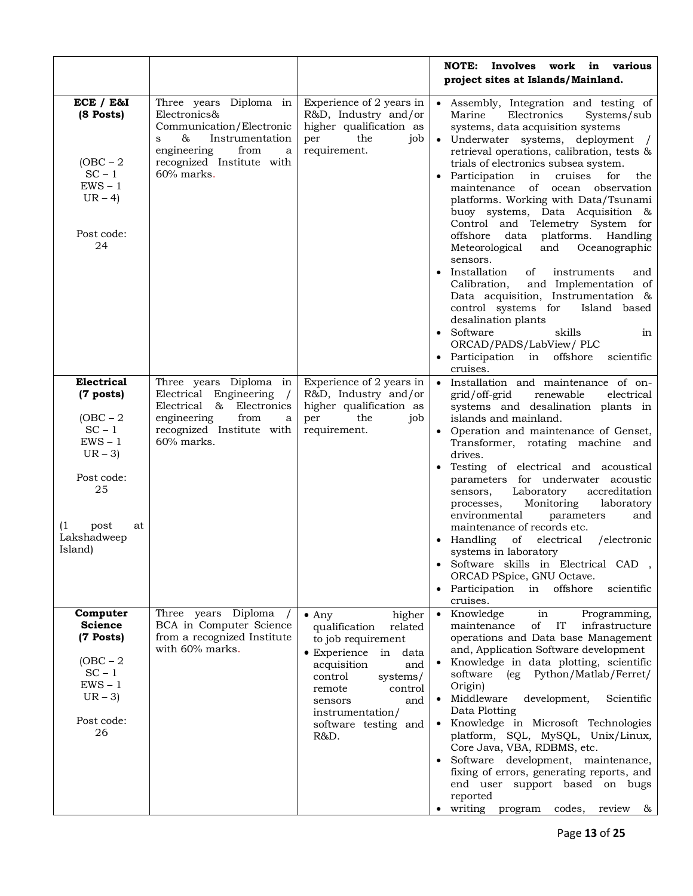| | | | **NOTE: Involves work in various project sites at Islands/Mainland.** |
|---|---|---|---|
| **ECE / E&I (8 Posts)**<br><br>(OBC – 2<br>SC – 1<br>EWS – 1<br>UR – 4)<br><br>Post code: 24 | Three years Diploma in Electronics& Communication/Electronics & Instrumentation engineering from a recognized Institute with 60% marks. | Experience of 2 years in R&D, Industry and/or higher qualification as per the job requirement. | • Assembly, Integration and testing of Marine Electronics Systems/sub systems, data acquisition systems<br>• Underwater systems, deployment / retrieval operations, calibration, tests & trials of electronics subsea system.<br>• Participation in cruises for the maintenance of ocean observation platforms. Working with Data/Tsunami buoy systems, Data Acquisition & Control and Telemetry System for offshore data platforms. Handling Meteorological and Oceanographic sensors.<br>• Installation of instruments and Calibration, and Implementation of Data acquisition, Instrumentation & control systems for Island based desalination plants<br>• Software skills in ORCAD/PADS/LabView/ PLC<br>• Participation in offshore scientific cruises. |
| **Electrical (7 posts)**<br><br>(OBC – 2<br>SC – 1<br>EWS – 1<br>UR – 3)<br><br>Post code: 25<br><br>(1 post at Lakshadweep Island) | Three years Diploma in Electrical Engineering / Electrical & Electronics engineering from a recognized Institute with 60% marks. | Experience of 2 years in R&D, Industry and/or higher qualification as per the job requirement. | • Installation and maintenance of on-grid/off-grid renewable electrical systems and desalination plants in islands and mainland.<br>• Operation and maintenance of Genset, Transformer, rotating machine and drives.<br>• Testing of electrical and acoustical parameters for underwater acoustic sensors, Laboratory accreditation processes, Monitoring laboratory environmental parameters and maintenance of records etc.<br>• Handling of electrical /electronic systems in laboratory<br>• Software skills in Electrical CAD , ORCAD PSpice, GNU Octave.<br>• Participation in offshore scientific cruises. |
| **Computer Science (7 Posts)**<br><br>(OBC – 2<br>SC – 1<br>EWS – 1<br>UR – 3)<br><br>Post code: 26 | Three years Diploma / BCA in Computer Science from a recognized Institute with 60% marks. | • Any higher qualification related to job requirement<br>• Experience in data acquisition and control systems/ remote control sensors and instrumentation/ software testing and R&D. | • Knowledge in Programming, maintenance of IT infrastructure operations and Data base Management and, Application Software development<br>• Knowledge in data plotting, scientific software (eg Python/Matlab/Ferret/ Origin)<br>• Middleware development, Scientific Data Plotting<br>• Knowledge in Microsoft Technologies platform, SQL, MySQL, Unix/Linux, Core Java, VBA, RDBMS, etc.<br>• Software development, maintenance, fixing of errors, generating reports, and end user support based on bugs reported<br>• writing program codes, review & |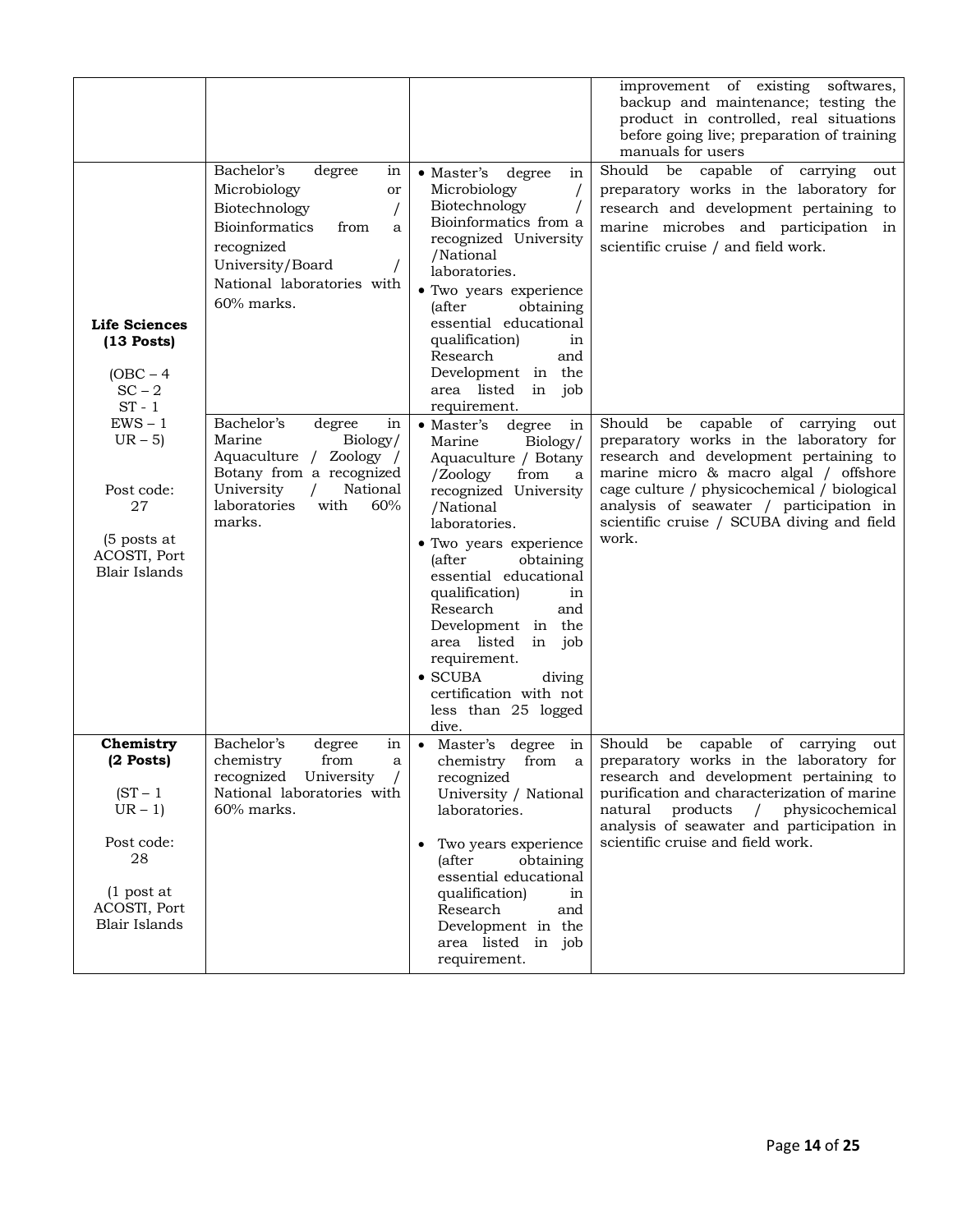| | | | |
|---|---|---|---|
| | | | improvement of existing softwares, backup and maintenance; testing the product in controlled, real situations before going live; preparation of training manuals for users |
| **Life Sciences (13 Posts)**<br><br>(OBC – 4<br>SC – 2<br>ST - 1<br>EWS – 1<br>UR – 5)<br><br>Post code: 27<br><br>(5 posts at ACOSTI, Port Blair Islands | Bachelor's degree in Microbiology or Biotechnology / Bioinformatics from a recognized University/Board / National laboratories with 60% marks. | • Master's degree in Microbiology / Biotechnology / Bioinformatics from a recognized University /National laboratories.<br>• Two years experience (after obtaining essential educational qualification) in Research and Development in the area listed in job requirement. | Should be capable of carrying out preparatory works in the laboratory for research and development pertaining to marine microbes and participation in scientific cruise / and field work. |
| | Bachelor's degree in Marine Biology/ Aquaculture / Zoology / Botany from a recognized University / National laboratories with 60% marks. | • Master's degree in Marine Biology/ Aquaculture / Botany /Zoology from a recognized University /National laboratories.<br>• Two years experience (after obtaining essential educational qualification) in Research and Development in the area listed in job requirement.<br>• SCUBA diving certification with not less than 25 logged dive. | Should be capable of carrying out preparatory works in the laboratory for research and development pertaining to marine micro & macro algal / offshore cage culture / physicochemical / biological analysis of seawater / participation in scientific cruise / SCUBA diving and field work. |
| **Chemistry (2 Posts)**<br><br>(ST – 1<br>UR – 1)<br><br>Post code: 28<br><br>(1 post at ACOSTI, Port Blair Islands | Bachelor's degree in chemistry from a recognized University / National laboratories with 60% marks. | • Master's degree in chemistry from a recognized University / National laboratories.<br>• Two years experience (after obtaining essential educational qualification) in Research and Development in the area listed in job requirement. | Should be capable of carrying out preparatory works in the laboratory for research and development pertaining to purification and characterization of marine natural products / physicochemical analysis of seawater and participation in scientific cruise and field work. |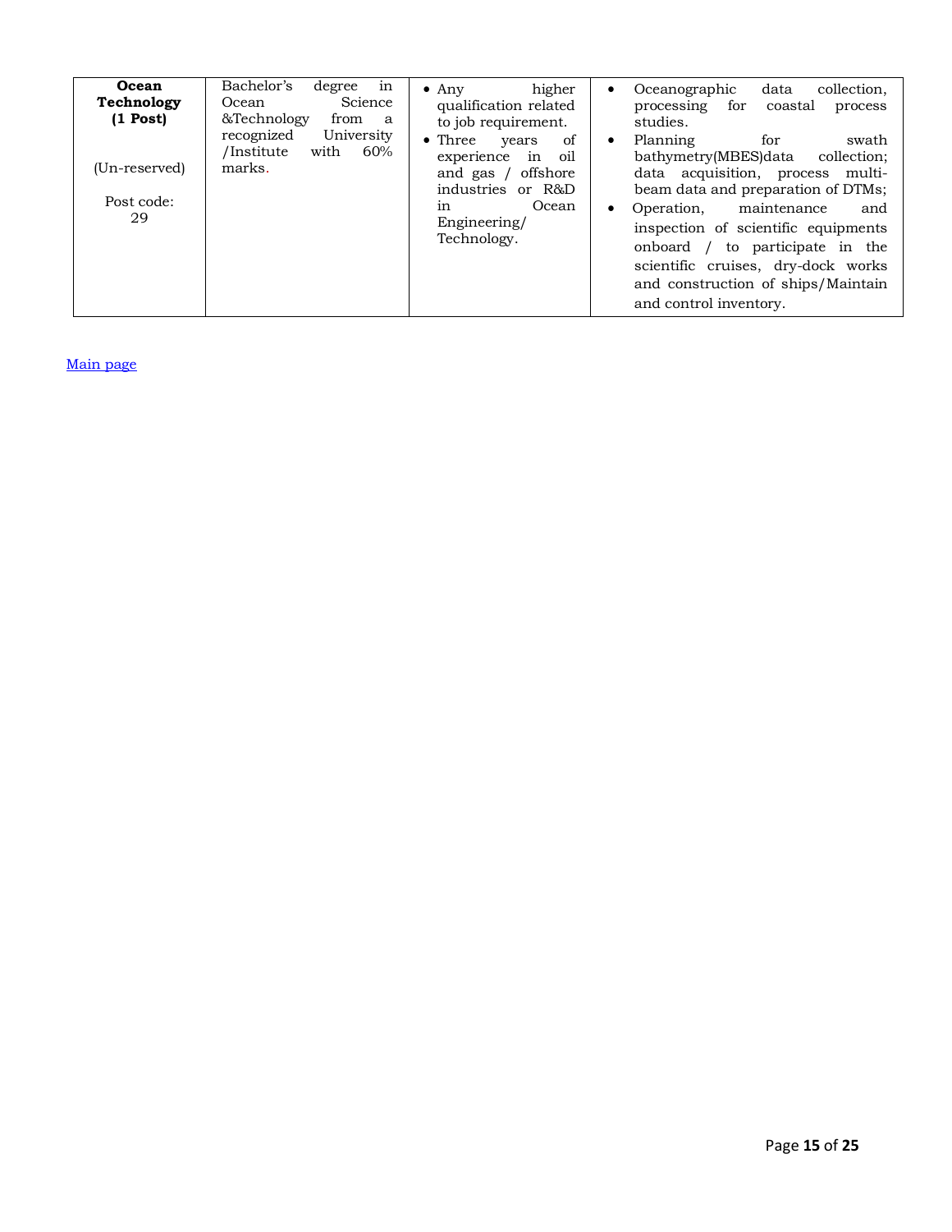| **Ocean Technology (1 Post)**<br><br>(Un-reserved)<br><br>Post code: 29 | Bachelor's degree in Ocean Science &Technology from a recognized University /Institute with 60% marks. | • Any higher qualification related to job requirement.<br>• Three years of experience in oil and gas / offshore industries or R&D in Ocean Engineering/ Technology. | • Oceanographic data collection, processing for coastal process studies.<br>• Planning for swath bathymetry(MBES)data collection; data acquisition, process multi-beam data and preparation of DTMs;<br>• Operation, maintenance and inspection of scientific equipments onboard / to participate in the scientific cruises, dry-dock works and construction of ships/Maintain and control inventory. |
|---|---|---|---|

Main page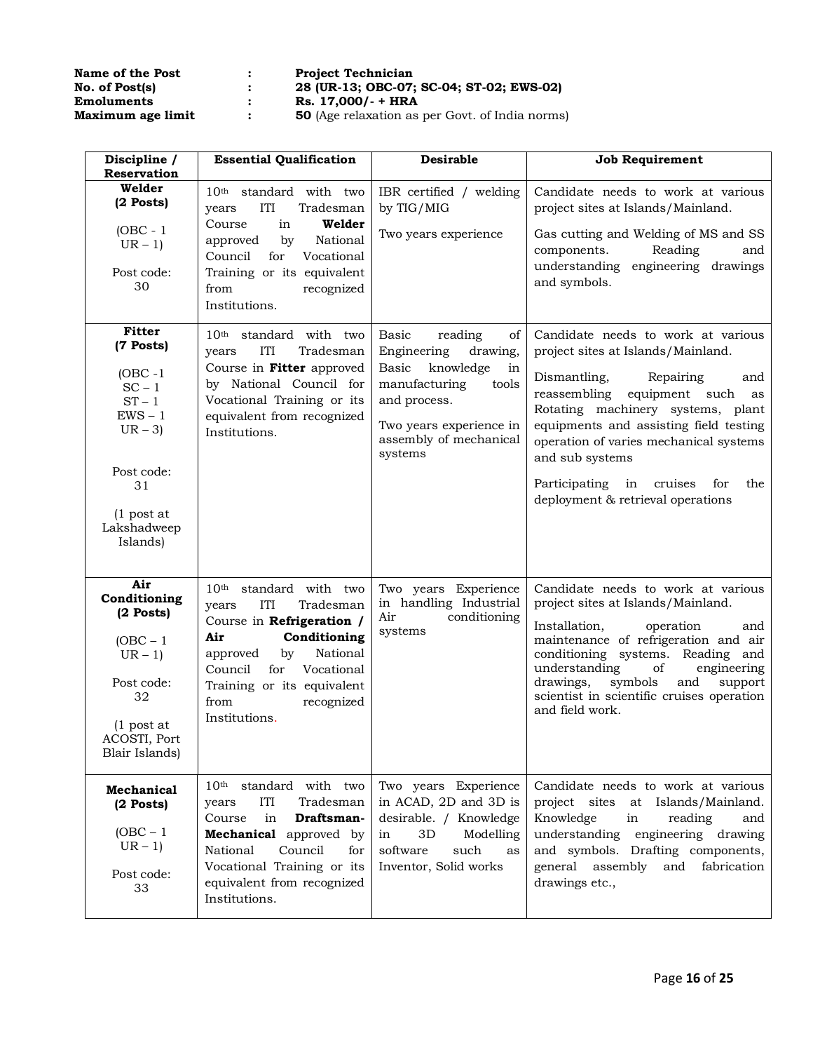| | | |
|---|---|---|
| **Name of the Post** | : | **Project Technician** |
| **No. of Post(s)** | : | **28 (UR-13; OBC-07; SC-04; ST-02; EWS-02)** |
| **Emoluments** | : | **Rs. 17,000/- + HRA** |
| **Maximum age limit** | : | **50** (Age relaxation as per Govt. of India norms) |

| Discipline / Reservation | Essential Qualification | Desirable | Job Requirement |
|---|---|---|---|
| **Welder (2 Posts)**<br><br>(OBC - 1 UR – 1)<br><br>Post code: 30 | 10th standard with two years ITI Tradesman Course in **Welder** approved by National Council for Vocational Training or its equivalent from recognized Institutions. | IBR certified / welding by TIG/MIG<br><br>Two years experience | Candidate needs to work at various project sites at Islands/Mainland.<br><br>Gas cutting and Welding of MS and SS components. Reading and understanding engineering drawings and symbols. |
| **Fitter (7 Posts)**<br><br>(OBC -1 SC – 1 ST – 1 EWS – 1 UR – 3)<br><br>Post code: 31<br><br>(1 post at Lakshadweep Islands) | 10th standard with two years ITI Tradesman Course in **Fitter** approved by National Council for Vocational Training or its equivalent from recognized Institutions. | Basic reading of Engineering drawing, Basic knowledge in manufacturing tools and process.<br><br>Two years experience in assembly of mechanical systems | Candidate needs to work at various project sites at Islands/Mainland.<br><br>Dismantling, Repairing and reassembling equipment such as Rotating machinery systems, plant equipments and assisting field testing operation of varies mechanical systems and sub systems<br><br>Participating in cruises for the deployment & retrieval operations |
| **Air Conditioning (2 Posts)**<br><br>(OBC – 1 UR – 1)<br><br>Post code: 32<br><br>(1 post at ACOSTI, Port Blair Islands) | 10th standard with two years ITI Tradesman Course in **Refrigeration / Air Conditioning** approved by National Council for Vocational Training or its equivalent from recognized Institutions. | Two years Experience in handling Industrial Air conditioning systems | Candidate needs to work at various project sites at Islands/Mainland.<br><br>Installation, operation and maintenance of refrigeration and air conditioning systems. Reading and understanding of engineering drawings, symbols and support scientist in scientific cruises operation and field work. |
| **Mechanical (2 Posts)**<br><br>(OBC – 1 UR – 1)<br><br>Post code: 33 | 10th standard with two years ITI Tradesman Course in **Draftsman-Mechanical** approved by National Council for Vocational Training or its equivalent from recognized Institutions. | Two years Experience in ACAD, 2D and 3D is desirable. / Knowledge in 3D Modelling software such as Inventor, Solid works | Candidate needs to work at various project sites at Islands/Mainland. Knowledge in reading and understanding engineering drawing and symbols. Drafting components, general assembly and fabrication drawings etc., |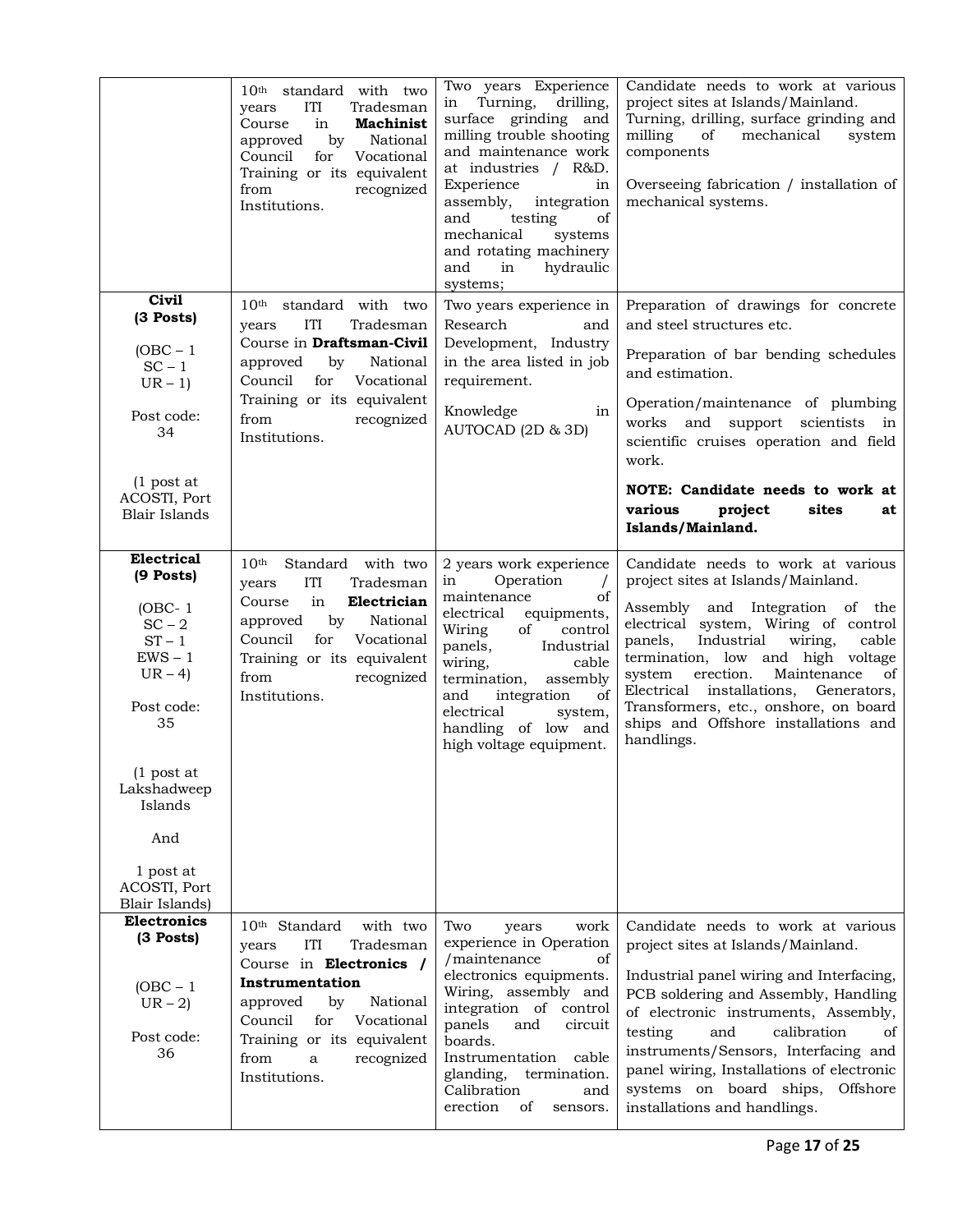| | | | |
|---|---|---|---|
| | $10^{th}$ standard with two years ITI Tradesman Course in **Machinist** approved by National Council for Vocational Training or its equivalent from recognized Institutions. | Two years Experience in Turning, drilling, surface grinding and milling trouble shooting and maintenance work at industries / R&D. Experience in assembly, integration and testing of mechanical systems and rotating machinery and in hydraulic systems; | Candidate needs to work at various project sites at Islands/Mainland.<br>Turning, drilling, surface grinding and milling of mechanical system components<br><br>Overseeing fabrication / installation of mechanical systems. |
| **Civil (3 Posts)**<br><br>(OBC – 1<br>SC – 1<br>UR – 1)<br><br>Post code: 34<br><br>(1 post at ACOSTI, Port Blair Islands | $10^{th}$ standard with two years ITI Tradesman Course in **Draftsman-Civil** approved by National Council for Vocational Training or its equivalent from recognized Institutions. | Two years experience in Research and Development, Industry in the area listed in job requirement.<br><br>Knowledge in AUTOCAD (2D & 3D) | Preparation of drawings for concrete and steel structures etc.<br><br>Preparation of bar bending schedules and estimation.<br><br>Operation/maintenance of plumbing works and support scientists in scientific cruises operation and field work.<br><br>**NOTE: Candidate needs to work at various project sites at Islands/Mainland.** |
| **Electrical (9 Posts)**<br><br>(OBC- 1<br>SC – 2<br>ST – 1<br>EWS – 1<br>UR – 4)<br><br>Post code: 35<br><br>(1 post at Lakshadweep Islands<br><br>And<br><br>1 post at ACOSTI, Port Blair Islands) | $10^{th}$ Standard with two years ITI Tradesman Course in **Electrician** approved by National Council for Vocational Training or its equivalent from recognized Institutions. | 2 years work experience in Operation / maintenance of electrical equipments, Wiring of control panels, Industrial wiring, cable termination, assembly and integration of electrical system, handling of low and high voltage equipment. | Candidate needs to work at various project sites at Islands/Mainland.<br><br>Assembly and Integration of the electrical system, Wiring of control panels, Industrial wiring, cable termination, low and high voltage system erection. Maintenance of Electrical installations, Generators, Transformers, etc., onshore, on board ships and Offshore installations and handlings. |
| **Electronics (3 Posts)**<br><br>(OBC – 1<br>UR – 2)<br><br>Post code: 36 | $10^{th}$ Standard with two years ITI Tradesman Course in **Electronics / Instrumentation** approved by National Council for Vocational Training or its equivalent from a recognized Institutions. | Two years work experience in Operation /maintenance of electronics equipments. Wiring, assembly and integration of control panels and circuit boards.<br>Instrumentation cable glanding, termination. Calibration and erection of sensors. | Candidate needs to work at various project sites at Islands/Mainland.<br><br>Industrial panel wiring and Interfacing, PCB soldering and Assembly, Handling of electronic instruments, Assembly, testing and calibration of instruments/Sensors, Interfacing and panel wiring, Installations of electronic systems on board ships, Offshore installations and handlings. |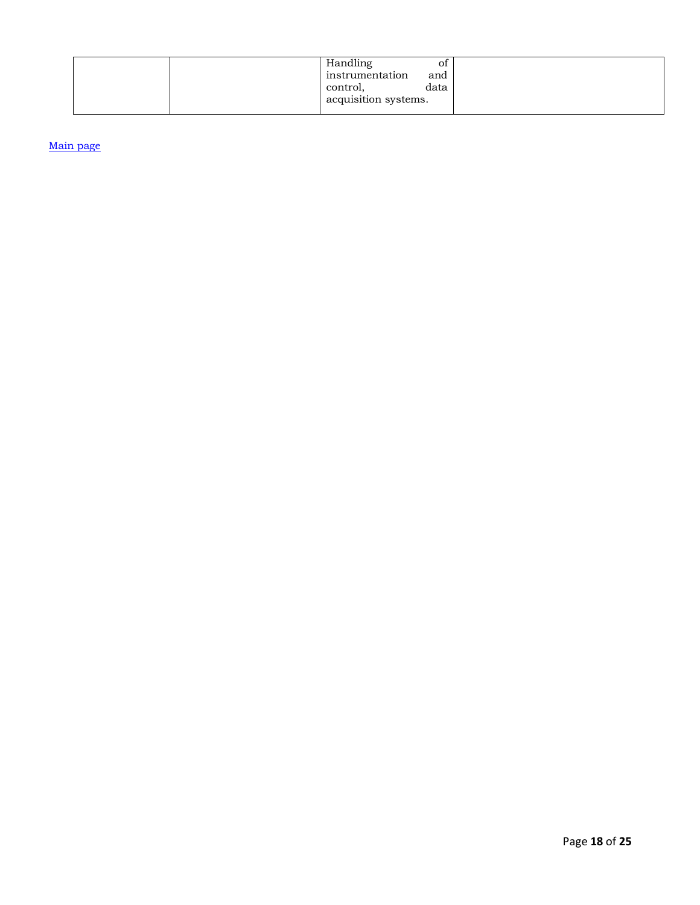|  |  | Handling of instrumentation and control, data acquisition systems. |  |
|---|---|---|---|

Main page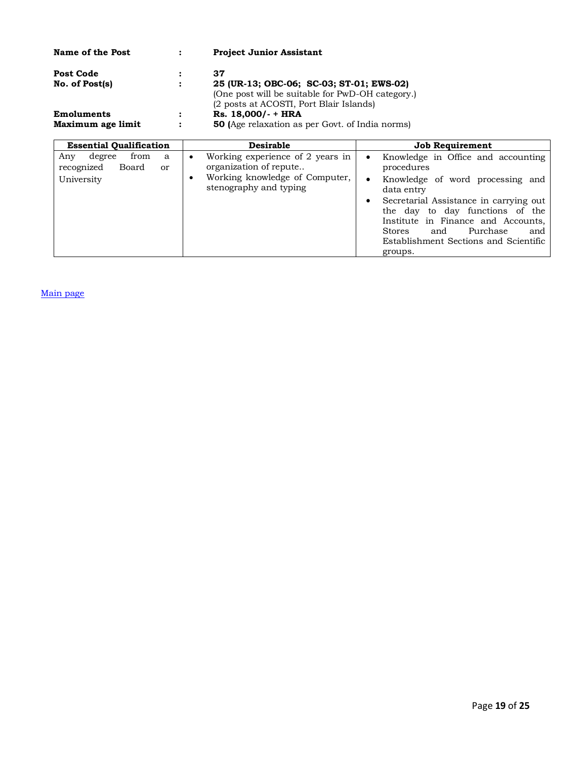**Name of the Post** : **Project Junior Assistant**

**Post Code** : **37**

**No. of Post(s)** : **25 (UR-13; OBC-06; SC-03; ST-01; EWS-02)**
(One post will be suitable for PwD-OH category.)
(2 posts at ACOSTI, Port Blair Islands)

**Emoluments** : **Rs. 18,000/- + HRA**

**Maximum age limit** : **50 (**Age relaxation as per Govt. of India norms)

| Essential Qualification | Desirable | Job Requirement |
|---|---|---|
| Any degree from a recognized Board or University | • Working experience of 2 years in organization of repute..<br>• Working knowledge of Computer, stenography and typing | • Knowledge in Office and accounting procedures<br>• Knowledge of word processing and data entry<br>• Secretarial Assistance in carrying out the day to day functions of the Institute in Finance and Accounts, Stores and Purchase and Establishment Sections and Scientific groups. |

Main page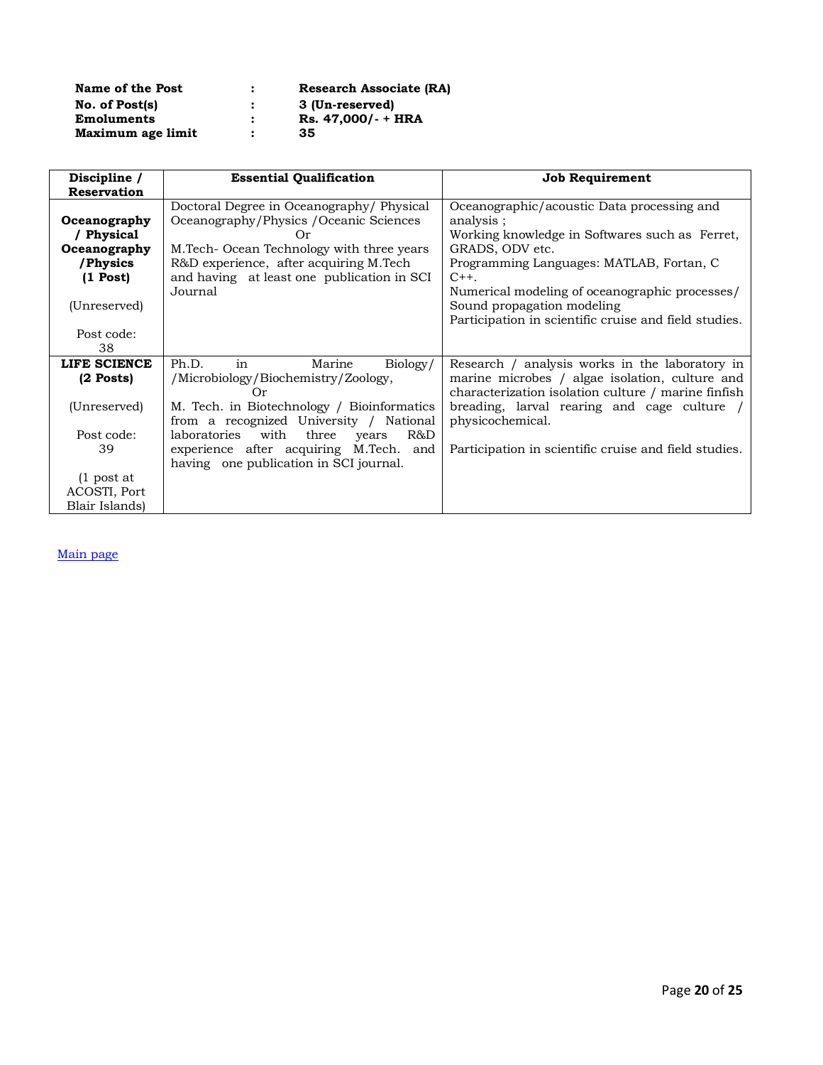| | | |
|---|---|---|
| **Name of the Post** | : | **Research Associate (RA)** |
| **No. of Post(s)** | : | **3 (Un-reserved)** |
| **Emoluments** | : | **Rs. 47,000/- + HRA** |
| **Maximum age limit** | : | **35** |

| Discipline / Reservation | Essential Qualification | Job Requirement |
|---|---|---|
| **Oceanography / Physical Oceanography /Physics (1 Post)**<br><br>(Unreserved)<br><br>Post code: 38 | Doctoral Degree in Oceanography/ Physical Oceanography/Physics /Oceanic Sciences<br>Or<br>M.Tech- Ocean Technology with three years R&D experience, after acquiring M.Tech and having at least one publication in SCI Journal | Oceanographic/acoustic Data processing and analysis ;<br>Working knowledge in Softwares such as Ferret, GRADS, ODV etc.<br>Programming Languages: MATLAB, Fortan, C C++.<br>Numerical modeling of oceanographic processes/ Sound propagation modeling<br>Participation in scientific cruise and field studies. |
| **LIFE SCIENCE (2 Posts)**<br><br>(Unreserved)<br><br>Post code: 39<br><br>(1 post at ACOSTI, Port Blair Islands) | Ph.D. in Marine Biology/ /Microbiology/Biochemistry/Zoology,<br>Or<br>M. Tech. in Biotechnology / Bioinformatics from a recognized University / National laboratories with three years R&D experience after acquiring M.Tech. and having one publication in SCI journal. | Research / analysis works in the laboratory in marine microbes / algae isolation, culture and characterization isolation culture / marine finfish breading, larval rearing and cage culture / physicochemical.<br><br>Participation in scientific cruise and field studies. |

Main page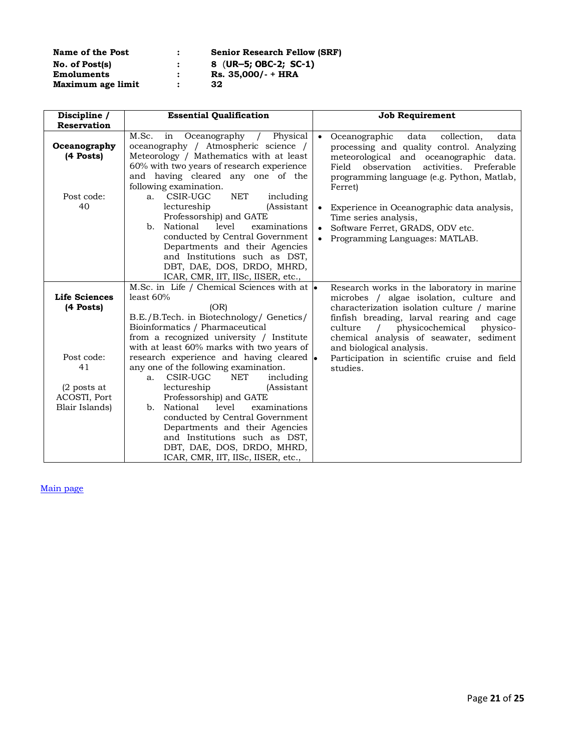| | | |
|---|---|---|
| **Name of the Post** | : | **Senior Research Fellow (SRF)** |
| **No. of Post(s)** | : | **8 (UR–5; OBC-2; SC-1)** |
| **Emoluments** | : | **Rs. 35,000/- + HRA** |
| **Maximum age limit** | : | **32** |

| Discipline / Reservation | Essential Qualification | Job Requirement |
|---|---|---|
| **Oceanography (4 Posts)**<br><br>Post code: 40 | M.Sc. in Oceanography / Physical oceanography / Atmospheric science / Meteorology / Mathematics with at least 60% with two years of research experience and having cleared any one of the following examination.<br>a. CSIR-UGC NET including lectureship (Assistant Professorship) and GATE<br>b. National level examinations conducted by Central Government Departments and their Agencies and Institutions such as DST, DBT, DAE, DOS, DRDO, MHRD, ICAR, CMR, IIT, IISc, IISER, etc., | • Oceanographic data collection, data processing and quality control. Analyzing meteorological and oceanographic data. Field observation activities. Preferable programming language (e.g. Python, Matlab, Ferret)<br>• Experience in Oceanographic data analysis, Time series analysis,<br>• Software Ferret, GRADS, ODV etc.<br>• Programming Languages: MATLAB. |
| **Life Sciences (4 Posts)**<br><br>Post code: 41<br><br>(2 posts at ACOSTI, Port Blair Islands) | M.Sc. in Life / Chemical Sciences with at least 60%<br>(OR)<br>B.E./B.Tech. in Biotechnology/ Genetics/ Bioinformatics / Pharmaceutical from a recognized university / Institute with at least 60% marks with two years of research experience and having cleared any one of the following examination.<br>a. CSIR-UGC NET including lectureship (Assistant Professorship) and GATE<br>b. National level examinations conducted by Central Government Departments and their Agencies and Institutions such as DST, DBT, DAE, DOS, DRDO, MHRD, ICAR, CMR, IIT, IISc, IISER, etc., | • Research works in the laboratory in marine microbes / algae isolation, culture and characterization isolation culture / marine finfish breading, larval rearing and cage culture / physicochemical physico-chemical analysis of seawater, sediment and biological analysis.<br>• Participation in scientific cruise and field studies. |

Main page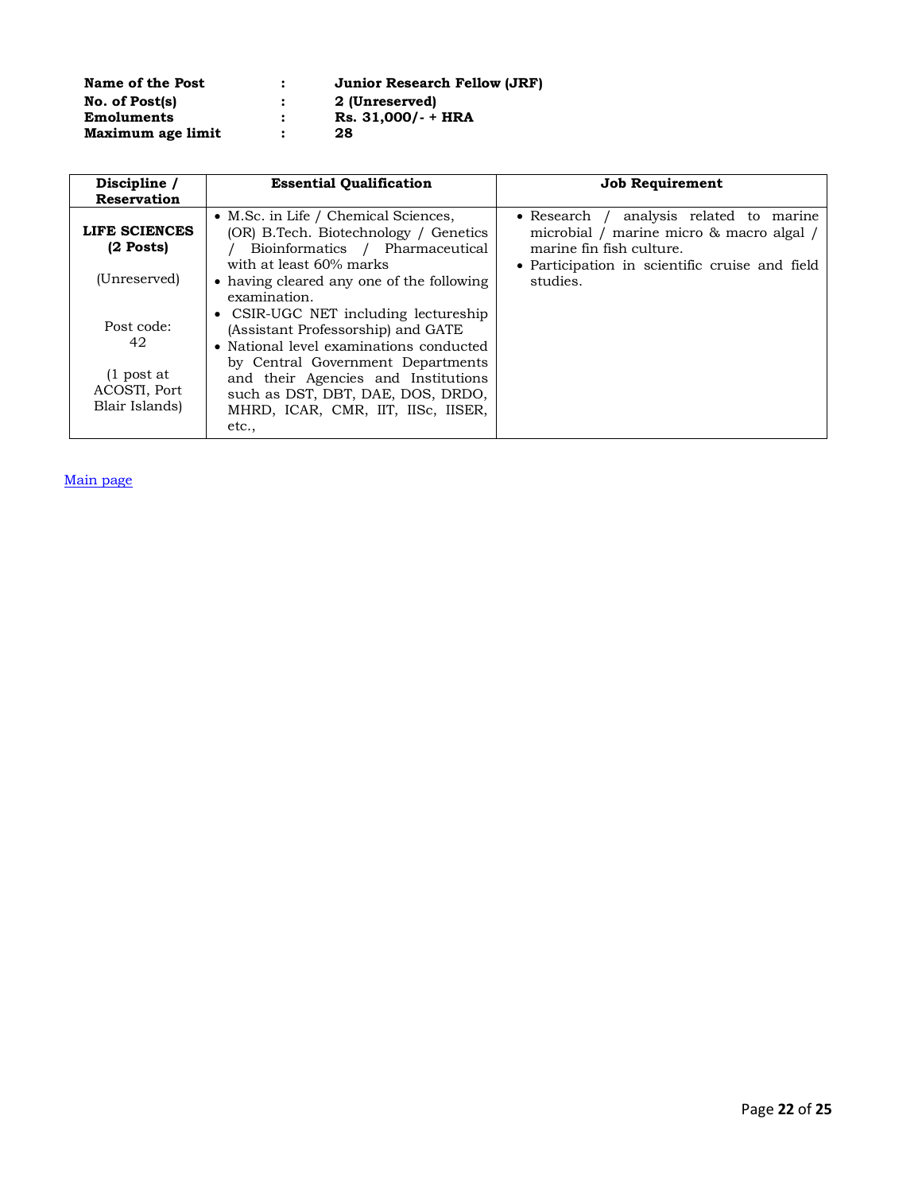| | | |
|---|---|---|
| **Name of the Post** | : | **Junior Research Fellow (JRF)** |
| **No. of Post(s)** | : | **2 (Unreserved)** |
| **Emoluments** | : | **Rs. 31,000/- + HRA** |
| **Maximum age limit** | : | **28** |

| Discipline / Reservation | Essential Qualification | Job Requirement |
|---|---|---|
| **LIFE SCIENCES (2 Posts)**<br><br>(Unreserved)<br><br>Post code: 42<br><br>(1 post at ACOSTI, Port Blair Islands) | • M.Sc. in Life / Chemical Sciences, (OR) B.Tech. Biotechnology / Genetics / Bioinformatics / Pharmaceutical with at least 60% marks<br>• having cleared any one of the following examination.<br>• CSIR-UGC NET including lectureship (Assistant Professorship) and GATE<br>• National level examinations conducted by Central Government Departments and their Agencies and Institutions such as DST, DBT, DAE, DOS, DRDO, MHRD, ICAR, CMR, IIT, IISc, IISER, etc., | • Research / analysis related to marine microbial / marine micro & macro algal / marine fin fish culture.<br>• Participation in scientific cruise and field studies. |

Main page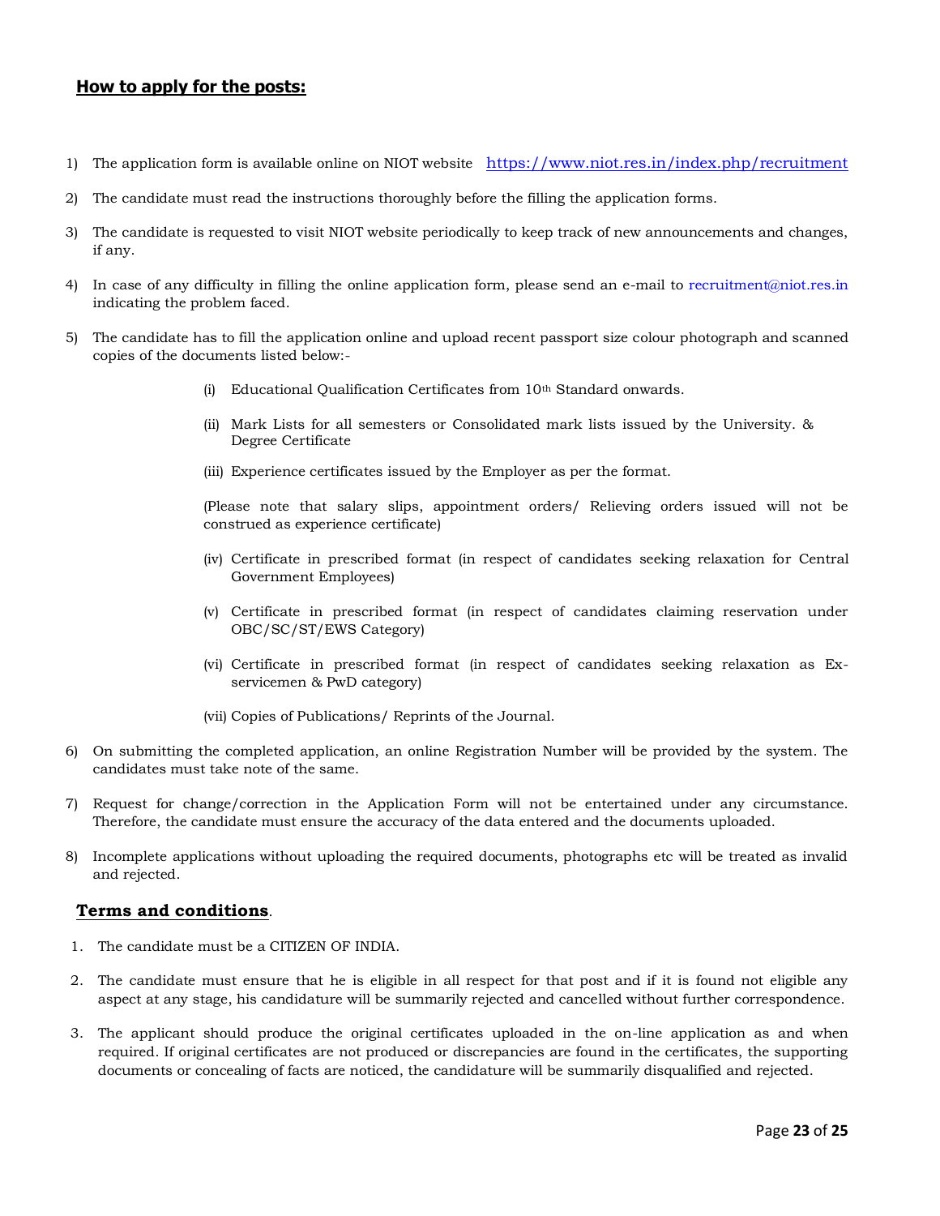## How to apply for the posts:

1) The application form is available online on NIOT website https://www.niot.res.in/index.php/recruitment

2) The candidate must read the instructions thoroughly before the filling the application forms.

3) The candidate is requested to visit NIOT website periodically to keep track of new announcements and changes, if any.

4) In case of any difficulty in filling the online application form, please send an e-mail to recruitment@niot.res.in indicating the problem faced.

5) The candidate has to fill the application online and upload recent passport size colour photograph and scanned copies of the documents listed below:-

    (i) Educational Qualification Certificates from 10th Standard onwards.

    (ii) Mark Lists for all semesters or Consolidated mark lists issued by the University. & Degree Certificate

    (iii) Experience certificates issued by the Employer as per the format.

    (Please note that salary slips, appointment orders/ Relieving orders issued will not be construed as experience certificate)

    (iv) Certificate in prescribed format (in respect of candidates seeking relaxation for Central Government Employees)

    (v) Certificate in prescribed format (in respect of candidates claiming reservation under OBC/SC/ST/EWS Category)

    (vi) Certificate in prescribed format (in respect of candidates seeking relaxation as Ex-servicemen & PwD category)

    (vii) Copies of Publications/ Reprints of the Journal.

6) On submitting the completed application, an online Registration Number will be provided by the system. The candidates must take note of the same.

7) Request for change/correction in the Application Form will not be entertained under any circumstance. Therefore, the candidate must ensure the accuracy of the data entered and the documents uploaded.

8) Incomplete applications without uploading the required documents, photographs etc will be treated as invalid and rejected.

## Terms and conditions.

1. The candidate must be a CITIZEN OF INDIA.

2. The candidate must ensure that he is eligible in all respect for that post and if it is found not eligible any aspect at any stage, his candidature will be summarily rejected and cancelled without further correspondence.

3. The applicant should produce the original certificates uploaded in the on-line application as and when required. If original certificates are not produced or discrepancies are found in the certificates, the supporting documents or concealing of facts are noticed, the candidature will be summarily disqualified and rejected.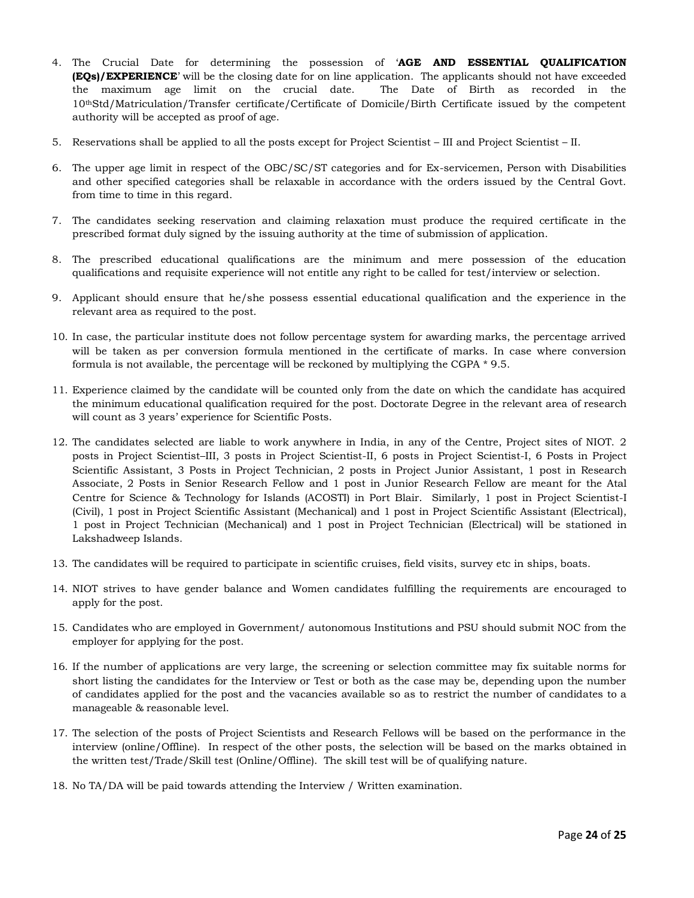4. The Crucial Date for determining the possession of '**AGE AND ESSENTIAL QUALIFICATION (EQs)/EXPERIENCE**' will be the closing date for on line application. The applicants should not have exceeded the maximum age limit on the crucial date. The Date of Birth as recorded in the 10thStd/Matriculation/Transfer certificate/Certificate of Domicile/Birth Certificate issued by the competent authority will be accepted as proof of age.

5. Reservations shall be applied to all the posts except for Project Scientist – III and Project Scientist – II.

6. The upper age limit in respect of the OBC/SC/ST categories and for Ex-servicemen, Person with Disabilities and other specified categories shall be relaxable in accordance with the orders issued by the Central Govt. from time to time in this regard.

7. The candidates seeking reservation and claiming relaxation must produce the required certificate in the prescribed format duly signed by the issuing authority at the time of submission of application.

8. The prescribed educational qualifications are the minimum and mere possession of the education qualifications and requisite experience will not entitle any right to be called for test/interview or selection.

9. Applicant should ensure that he/she possess essential educational qualification and the experience in the relevant area as required to the post.

10. In case, the particular institute does not follow percentage system for awarding marks, the percentage arrived will be taken as per conversion formula mentioned in the certificate of marks. In case where conversion formula is not available, the percentage will be reckoned by multiplying the CGPA * 9.5.

11. Experience claimed by the candidate will be counted only from the date on which the candidate has acquired the minimum educational qualification required for the post. Doctorate Degree in the relevant area of research will count as 3 years' experience for Scientific Posts.

12. The candidates selected are liable to work anywhere in India, in any of the Centre, Project sites of NIOT. 2 posts in Project Scientist–III, 3 posts in Project Scientist-II, 6 posts in Project Scientist-I, 6 Posts in Project Scientific Assistant, 3 Posts in Project Technician, 2 posts in Project Junior Assistant, 1 post in Research Associate, 2 Posts in Senior Research Fellow and 1 post in Junior Research Fellow are meant for the Atal Centre for Science & Technology for Islands (ACOSTI) in Port Blair. Similarly, 1 post in Project Scientist-I (Civil), 1 post in Project Scientific Assistant (Mechanical) and 1 post in Project Scientific Assistant (Electrical), 1 post in Project Technician (Mechanical) and 1 post in Project Technician (Electrical) will be stationed in Lakshadweep Islands.

13. The candidates will be required to participate in scientific cruises, field visits, survey etc in ships, boats.

14. NIOT strives to have gender balance and Women candidates fulfilling the requirements are encouraged to apply for the post.

15. Candidates who are employed in Government/ autonomous Institutions and PSU should submit NOC from the employer for applying for the post.

16. If the number of applications are very large, the screening or selection committee may fix suitable norms for short listing the candidates for the Interview or Test or both as the case may be, depending upon the number of candidates applied for the post and the vacancies available so as to restrict the number of candidates to a manageable & reasonable level.

17. The selection of the posts of Project Scientists and Research Fellows will be based on the performance in the interview (online/Offline). In respect of the other posts, the selection will be based on the marks obtained in the written test/Trade/Skill test (Online/Offline). The skill test will be of qualifying nature.

18. No TA/DA will be paid towards attending the Interview / Written examination.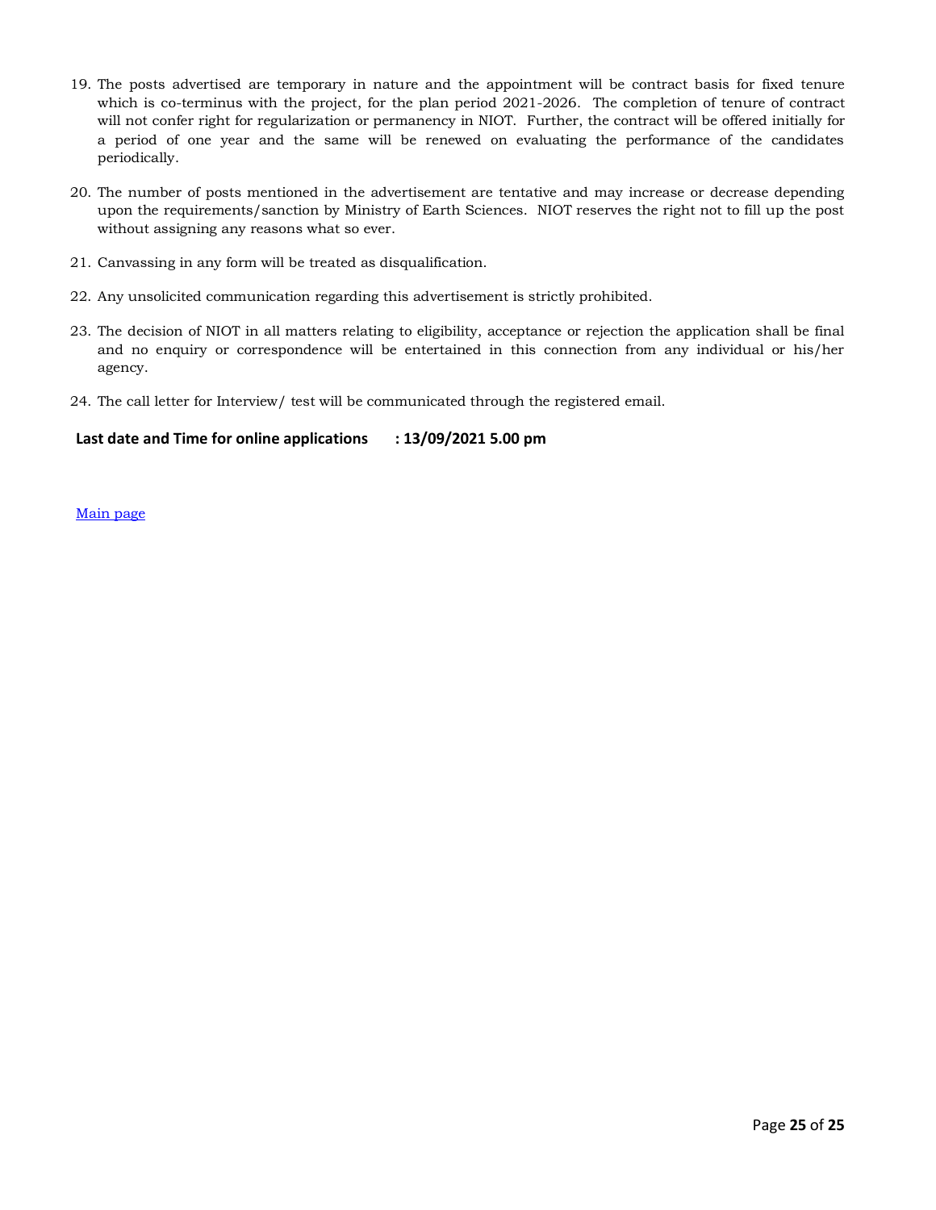19. The posts advertised are temporary in nature and the appointment will be contract basis for fixed tenure which is co-terminus with the project, for the plan period 2021-2026. The completion of tenure of contract will not confer right for regularization or permanency in NIOT. Further, the contract will be offered initially for a period of one year and the same will be renewed on evaluating the performance of the candidates periodically.

20. The number of posts mentioned in the advertisement are tentative and may increase or decrease depending upon the requirements/sanction by Ministry of Earth Sciences. NIOT reserves the right not to fill up the post without assigning any reasons what so ever.

21. Canvassing in any form will be treated as disqualification.

22. Any unsolicited communication regarding this advertisement is strictly prohibited.

23. The decision of NIOT in all matters relating to eligibility, acceptance or rejection the application shall be final and no enquiry or correspondence will be entertained in this connection from any individual or his/her agency.

24. The call letter for Interview/ test will be communicated through the registered email.

**Last date and Time for online applications : 13/09/2021 5.00 pm**

Main page